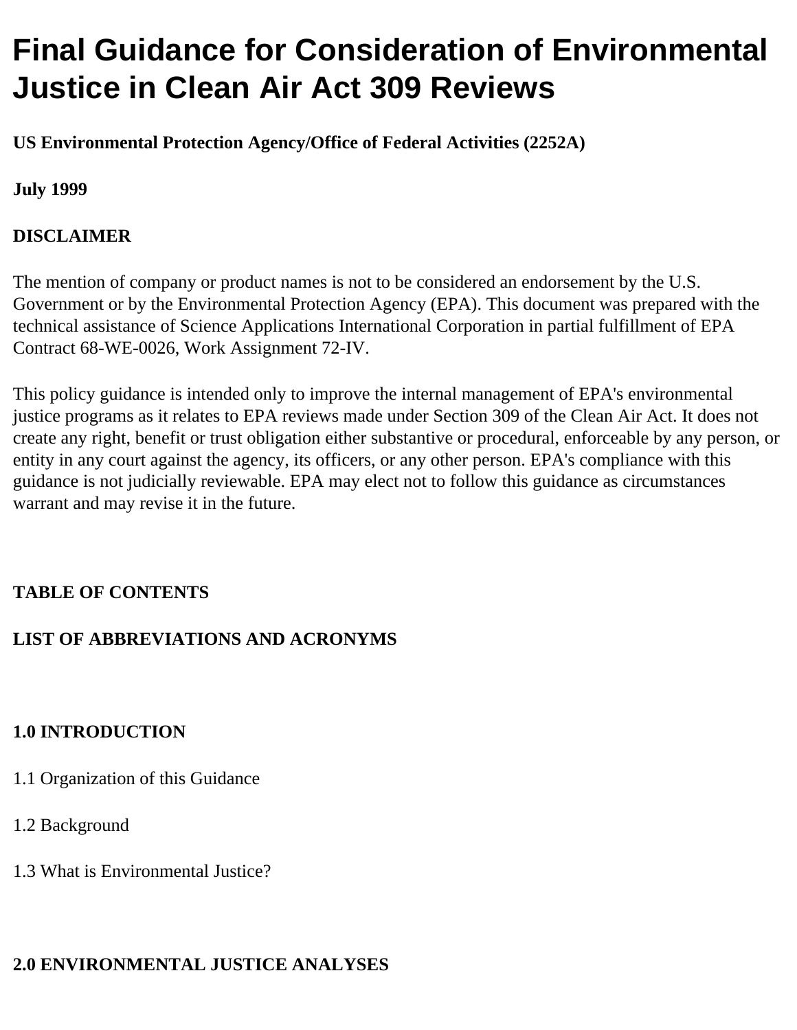# Final Guidance for Consideration of Environmental Justice in Clean Air Act 309 Reviews

**US Environmental Protection Agency/Office of Federal Activities (2252A)**

**July 1999**

**DISCLAIMER**

The mention of company or product names is not to be considered an endorsement by the U.S. Government or by the Environmental Protection Agency (EPA). This document was prepared with the technical assistance of Science Applications International Corporation in partial fulfillment of EPA Contract 68-WE-0026, Work Assignment 72-IV.

This policy guidance is intended only to improve the internal management of EPA's environmental justice programs as it relates to EPA reviews made under Section 309 of the Clean Air Act. It does not create any right, benefit or trust obligation either substantive or procedural, enforceable by any person, or entity in any court against the agency, its officers, or any other person. EPA's compliance with this guidance is not judicially reviewable. EPA may elect not to follow this guidance as circumstances warrant and may revise it in the future.

**TABLE OF CONTENTS**

**LIST OF ABBREVIATIONS AND ACRONYMS**

**1.0 INTRODUCTION**

1.1 Organization of this Guidance

1.2 Background

1.3 What is Environmental Justice?

**2.0 ENVIRONMENTAL JUSTICE ANALYSES**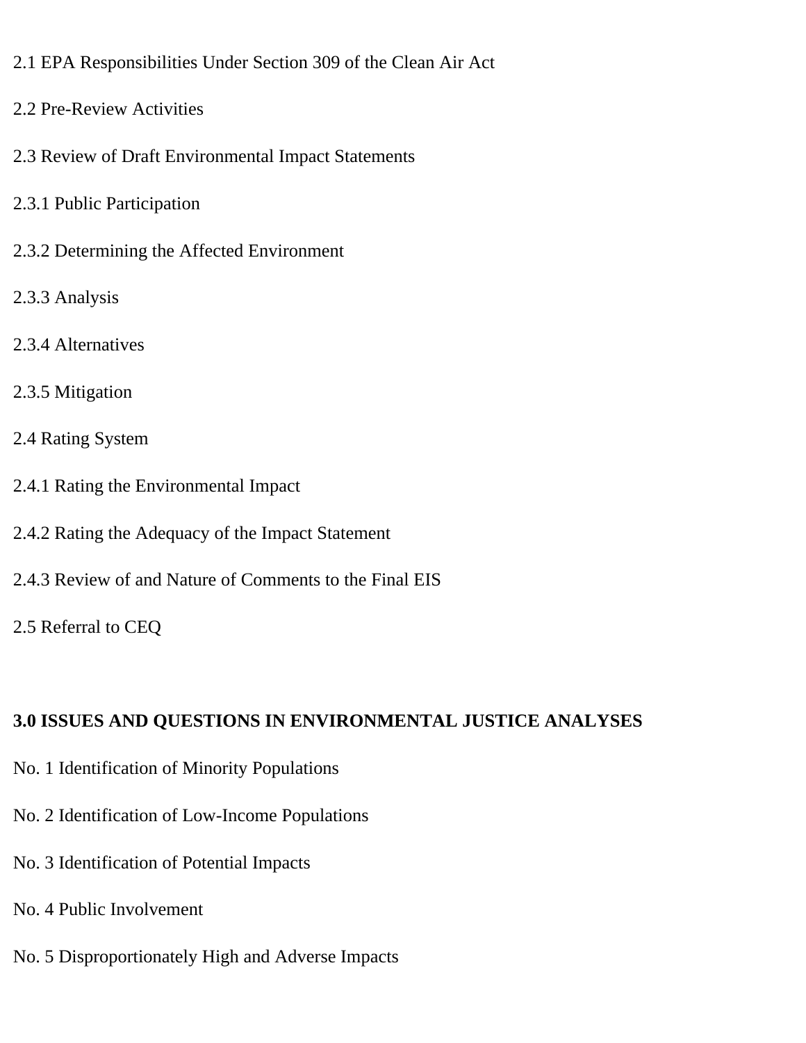2.1 EPA Responsibilities Under Section 309 of the Clean Air Act

2.2 Pre-Review Activities

2.3 Review of Draft Environmental Impact Statements

2.3.1 Public Participation

2.3.2 Determining the Affected Environment

2.3.3 Analysis

2.3.4 Alternatives

2.3.5 Mitigation

2.4 Rating System

2.4.1 Rating the Environmental Impact

2.4.2 Rating the Adequacy of the Impact Statement

2.4.3 Review of and Nature of Comments to the Final EIS

2.5 Referral to CEQ

**3.0 ISSUES AND QUESTIONS IN ENVIRONMENTAL JUSTICE ANALYSES**

No. 1 Identification of Minority Populations

No. 2 Identification of Low-Income Populations

No. 3 Identification of Potential Impacts

No. 4 Public Involvement

No. 5 Disproportionately High and Adverse Impacts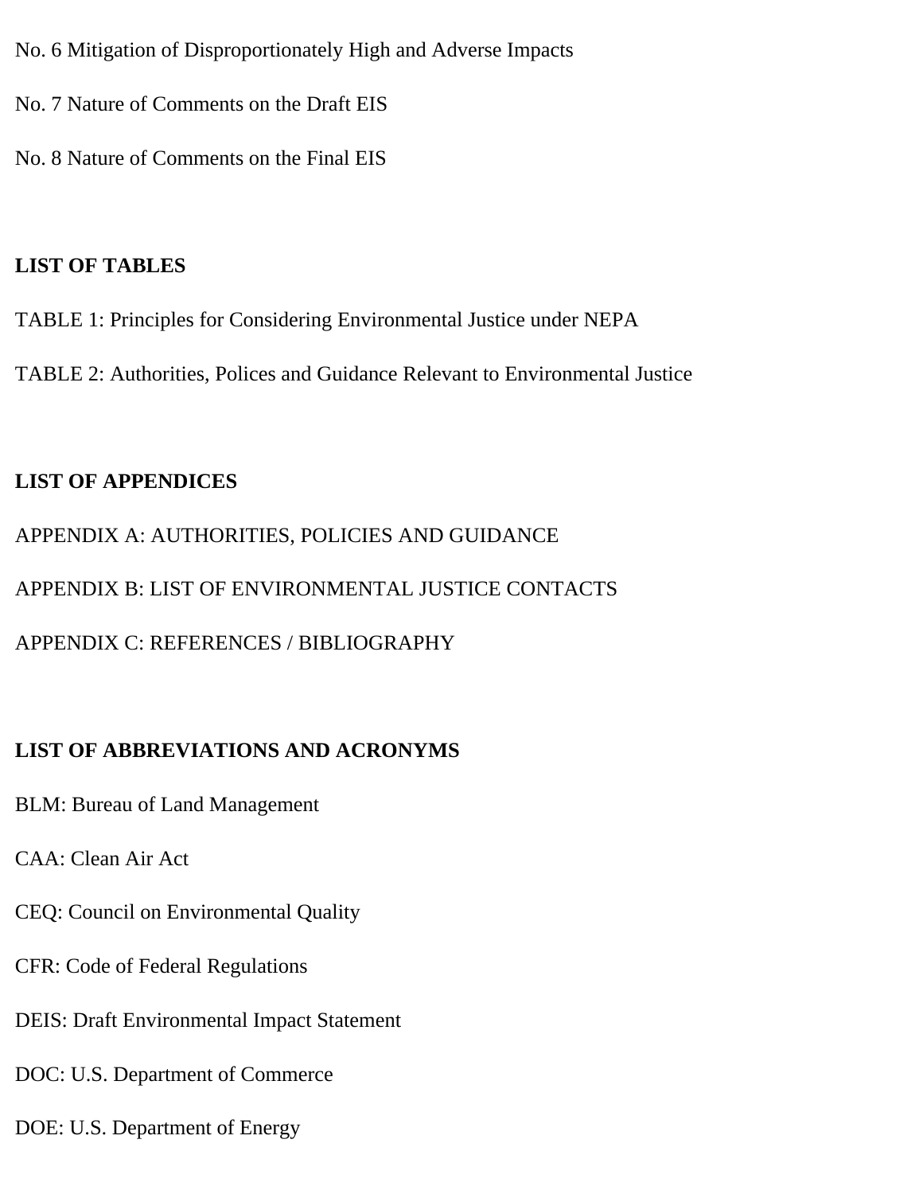No. 6 Mitigation of Disproportionately High and Adverse Impacts

No. 7 Nature of Comments on the Draft EIS

No. 8 Nature of Comments on the Final EIS

**LIST OF TABLES**

TABLE 1: Principles for Considering Environmental Justice under NEPA

TABLE 2: Authorities, Polices and Guidance Relevant to Environmental Justice

**LIST OF APPENDICES**

APPENDIX A: AUTHORITIES, POLICIES AND GUIDANCE

APPENDIX B: LIST OF ENVIRONMENTAL JUSTICE CONTACTS

APPENDIX C: REFERENCES / BIBLIOGRAPHY

**LIST OF ABBREVIATIONS AND ACRONYMS**

BLM: Bureau of Land Management

CAA: Clean Air Act

CEQ: Council on Environmental Quality

CFR: Code of Federal Regulations

DEIS: Draft Environmental Impact Statement

DOC: U.S. Department of Commerce

DOE: U.S. Department of Energy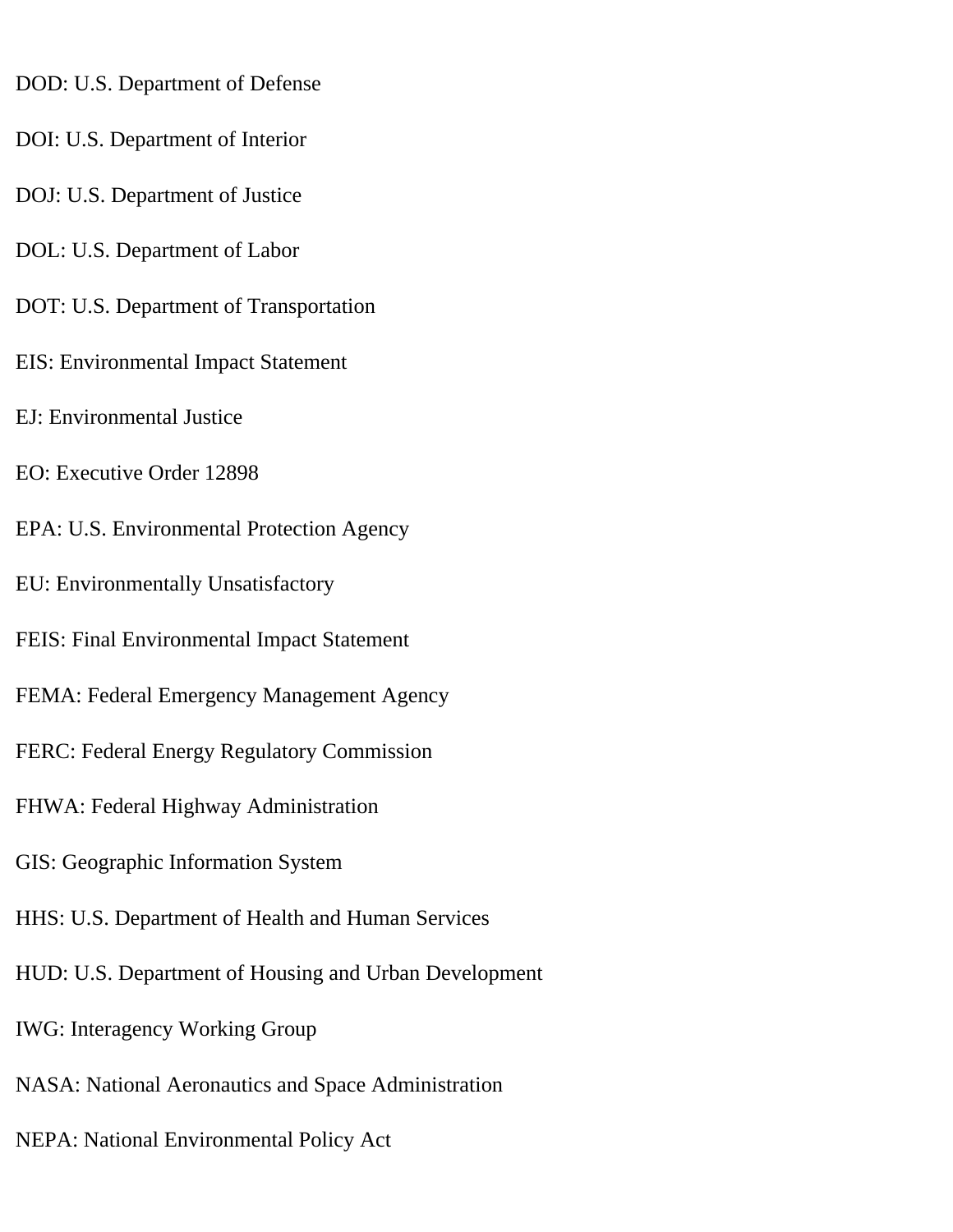DOD: U.S. Department of Defense

DOI: U.S. Department of Interior

DOJ: U.S. Department of Justice

DOL: U.S. Department of Labor

DOT: U.S. Department of Transportation

EIS: Environmental Impact Statement

EJ: Environmental Justice

EO: Executive Order 12898

EPA: U.S. Environmental Protection Agency

EU: Environmentally Unsatisfactory

FEIS: Final Environmental Impact Statement

FEMA: Federal Emergency Management Agency

FERC: Federal Energy Regulatory Commission

FHWA: Federal Highway Administration

GIS: Geographic Information System

HHS: U.S. Department of Health and Human Services

HUD: U.S. Department of Housing and Urban Development

IWG: Interagency Working Group

NASA: National Aeronautics and Space Administration

NEPA: National Environmental Policy Act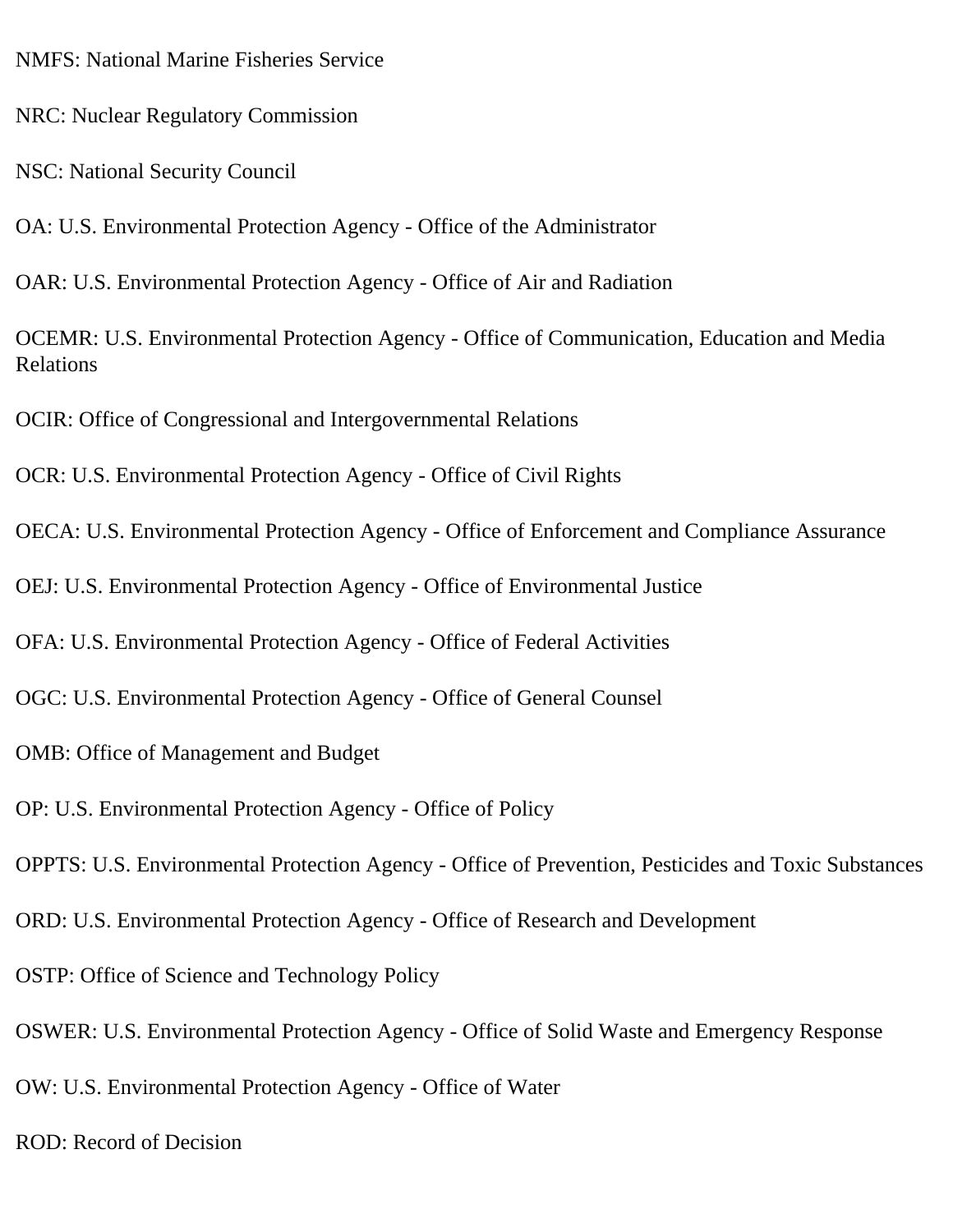NMFS: National Marine Fisheries Service

NRC: Nuclear Regulatory Commission

NSC: National Security Council

OA: U.S. Environmental Protection Agency - Office of the Administrator

OAR: U.S. Environmental Protection Agency - Office of Air and Radiation

OCEMR: U.S. Environmental Protection Agency - Office of Communication, Education and Media Relations

OCIR: Office of Congressional and Intergovernmental Relations

OCR: U.S. Environmental Protection Agency - Office of Civil Rights

OECA: U.S. Environmental Protection Agency - Office of Enforcement and Compliance Assurance

OEJ: U.S. Environmental Protection Agency - Office of Environmental Justice

OFA: U.S. Environmental Protection Agency - Office of Federal Activities

OGC: U.S. Environmental Protection Agency - Office of General Counsel

OMB: Office of Management and Budget

OP: U.S. Environmental Protection Agency - Office of Policy

OPPTS: U.S. Environmental Protection Agency - Office of Prevention, Pesticides and Toxic Substances

ORD: U.S. Environmental Protection Agency - Office of Research and Development

OSTP: Office of Science and Technology Policy

OSWER: U.S. Environmental Protection Agency - Office of Solid Waste and Emergency Response

OW: U.S. Environmental Protection Agency - Office of Water

ROD: Record of Decision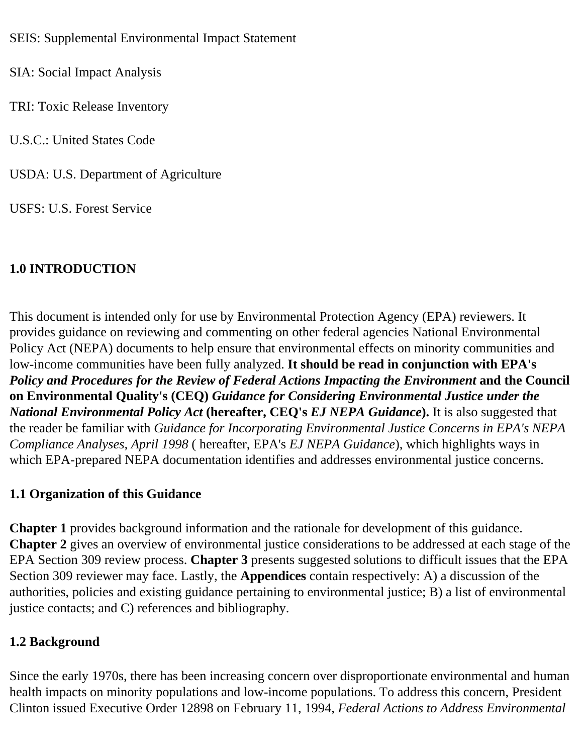SEIS: Supplemental Environmental Impact Statement

SIA: Social Impact Analysis

TRI: Toxic Release Inventory

U.S.C.: United States Code

USDA: U.S. Department of Agriculture

USFS: U.S. Forest Service

## 1.0 INTRODUCTION

This document is intended only for use by Environmental Protection Agency (EPA) reviewers. It provides guidance on reviewing and commenting on other federal agencies National Environmental Policy Act (NEPA) documents to help ensure that environmental effects on minority communities and low-income communities have been fully analyzed. **It should be read in conjunction with EPA's *Policy and Procedures for the Review of Federal Actions Impacting the Environment* and the Council on Environmental Quality's (CEQ) *Guidance for Considering Environmental Justice under the National Environmental Policy Act* (hereafter, CEQ's *EJ NEPA Guidance*).** It is also suggested that the reader be familiar with *Guidance for Incorporating Environmental Justice Concerns in EPA's NEPA Compliance Analyses, April 1998* ( hereafter, EPA's *EJ NEPA Guidance*), which highlights ways in which EPA-prepared NEPA documentation identifies and addresses environmental justice concerns.

### 1.1 Organization of this Guidance

**Chapter 1** provides background information and the rationale for development of this guidance. **Chapter 2** gives an overview of environmental justice considerations to be addressed at each stage of the EPA Section 309 review process. **Chapter 3** presents suggested solutions to difficult issues that the EPA Section 309 reviewer may face. Lastly, the **Appendices** contain respectively: A) a discussion of the authorities, policies and existing guidance pertaining to environmental justice; B) a list of environmental justice contacts; and C) references and bibliography.

### 1.2 Background

Since the early 1970s, there has been increasing concern over disproportionate environmental and human health impacts on minority populations and low-income populations. To address this concern, President Clinton issued Executive Order 12898 on February 11, 1994, *Federal Actions to Address Environmental*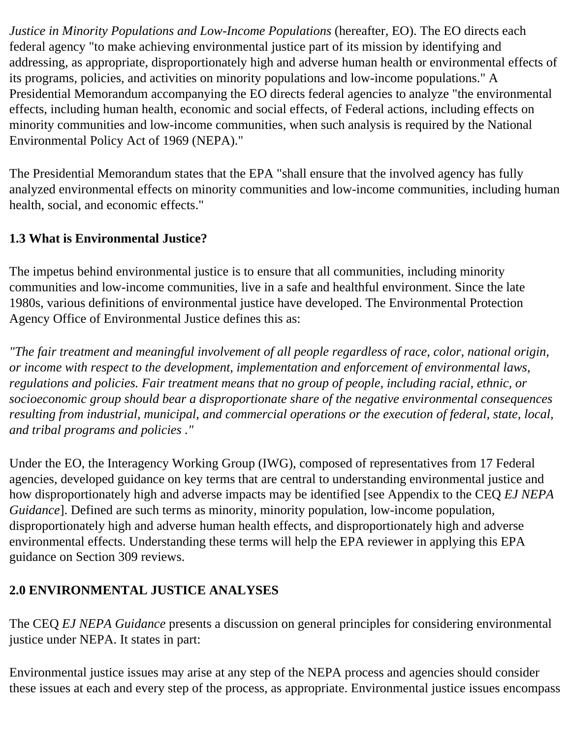*Justice in Minority Populations and Low-Income Populations* (hereafter, EO). The EO directs each federal agency "to make achieving environmental justice part of its mission by identifying and addressing, as appropriate, disproportionately high and adverse human health or environmental effects of its programs, policies, and activities on minority populations and low-income populations." A Presidential Memorandum accompanying the EO directs federal agencies to analyze "the environmental effects, including human health, economic and social effects, of Federal actions, including effects on minority communities and low-income communities, when such analysis is required by the National Environmental Policy Act of 1969 (NEPA)."

The Presidential Memorandum states that the EPA "shall ensure that the involved agency has fully analyzed environmental effects on minority communities and low-income communities, including human health, social, and economic effects."

**1.3 What is Environmental Justice?**

The impetus behind environmental justice is to ensure that all communities, including minority communities and low-income communities, live in a safe and healthful environment. Since the late 1980s, various definitions of environmental justice have developed. The Environmental Protection Agency Office of Environmental Justice defines this as:

*"The fair treatment and meaningful involvement of all people regardless of race, color, national origin, or income with respect to the development, implementation and enforcement of environmental laws, regulations and policies. Fair treatment means that no group of people, including racial, ethnic, or socioeconomic group should bear a disproportionate share of the negative environmental consequences resulting from industrial, municipal, and commercial operations or the execution of federal, state, local, and tribal programs and policies ."*

Under the EO, the Interagency Working Group (IWG), composed of representatives from 17 Federal agencies, developed guidance on key terms that are central to understanding environmental justice and how disproportionately high and adverse impacts may be identified [see Appendix to the CEQ *EJ NEPA Guidance*]. Defined are such terms as minority, minority population, low-income population, disproportionately high and adverse human health effects, and disproportionately high and adverse environmental effects. Understanding these terms will help the EPA reviewer in applying this EPA guidance on Section 309 reviews.

**2.0 ENVIRONMENTAL JUSTICE ANALYSES**

The CEQ *EJ NEPA Guidance* presents a discussion on general principles for considering environmental justice under NEPA. It states in part:

Environmental justice issues may arise at any step of the NEPA process and agencies should consider these issues at each and every step of the process, as appropriate. Environmental justice issues encompass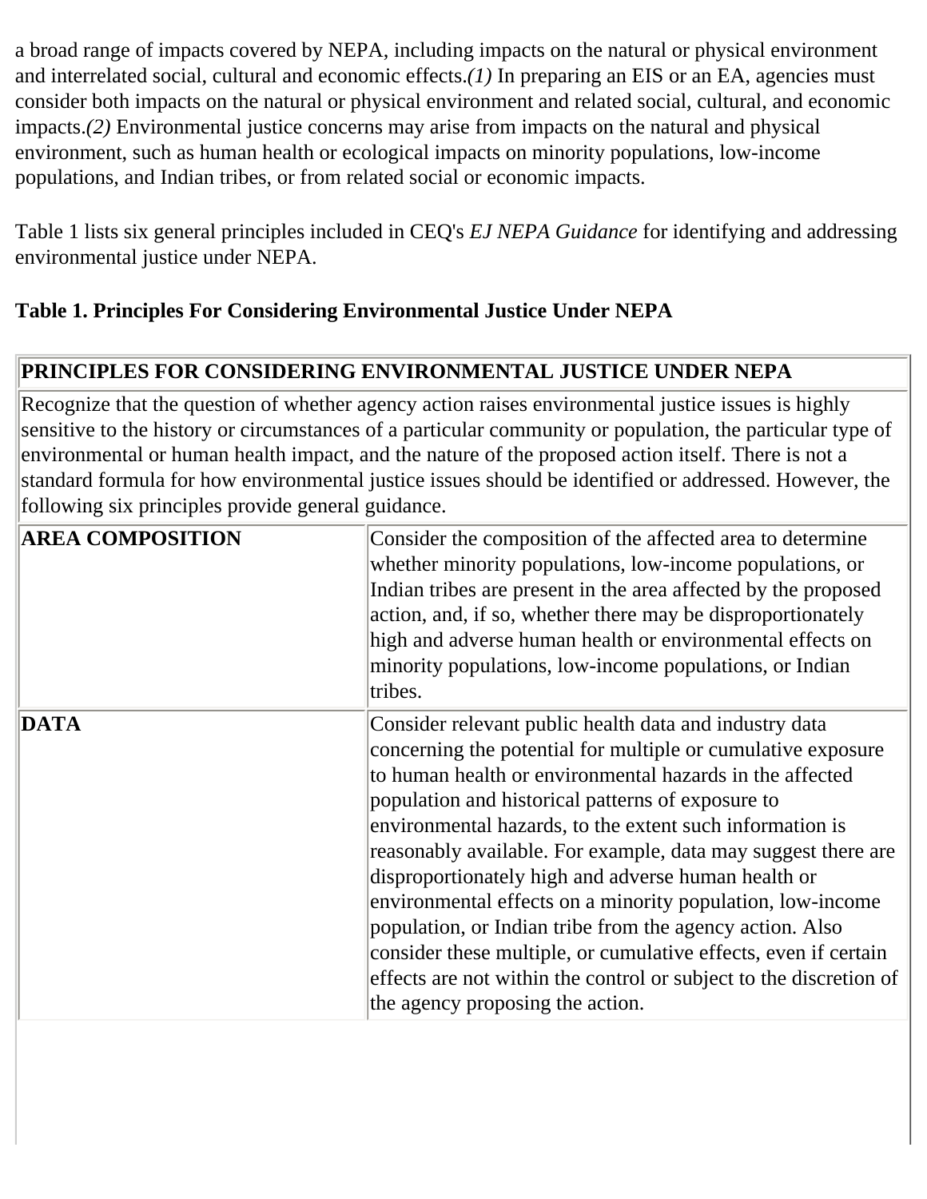a broad range of impacts covered by NEPA, including impacts on the natural or physical environment and interrelated social, cultural and economic effects.*(1)* In preparing an EIS or an EA, agencies must consider both impacts on the natural or physical environment and related social, cultural, and economic impacts.*(2)* Environmental justice concerns may arise from impacts on the natural and physical environment, such as human health or ecological impacts on minority populations, low-income populations, and Indian tribes, or from related social or economic impacts.

Table 1 lists six general principles included in CEQ's *EJ NEPA Guidance* for identifying and addressing environmental justice under NEPA.

**Table 1. Principles For Considering Environmental Justice Under NEPA**

| **PRINCIPLES FOR CONSIDERING ENVIRONMENTAL JUSTICE UNDER NEPA** | |
|---|---|
| Recognize that the question of whether agency action raises environmental justice issues is highly sensitive to the history or circumstances of a particular community or population, the particular type of environmental or human health impact, and the nature of the proposed action itself. There is not a standard formula for how environmental justice issues should be identified or addressed. However, the following six principles provide general guidance. | |
| **AREA COMPOSITION** | Consider the composition of the affected area to determine whether minority populations, low-income populations, or Indian tribes are present in the area affected by the proposed action, and, if so, whether there may be disproportionately high and adverse human health or environmental effects on minority populations, low-income populations, or Indian tribes. |
| **DATA** | Consider relevant public health data and industry data concerning the potential for multiple or cumulative exposure to human health or environmental hazards in the affected population and historical patterns of exposure to environmental hazards, to the extent such information is reasonably available. For example, data may suggest there are disproportionately high and adverse human health or environmental effects on a minority population, low-income population, or Indian tribe from the agency action. Also consider these multiple, or cumulative effects, even if certain effects are not within the control or subject to the discretion of the agency proposing the action. |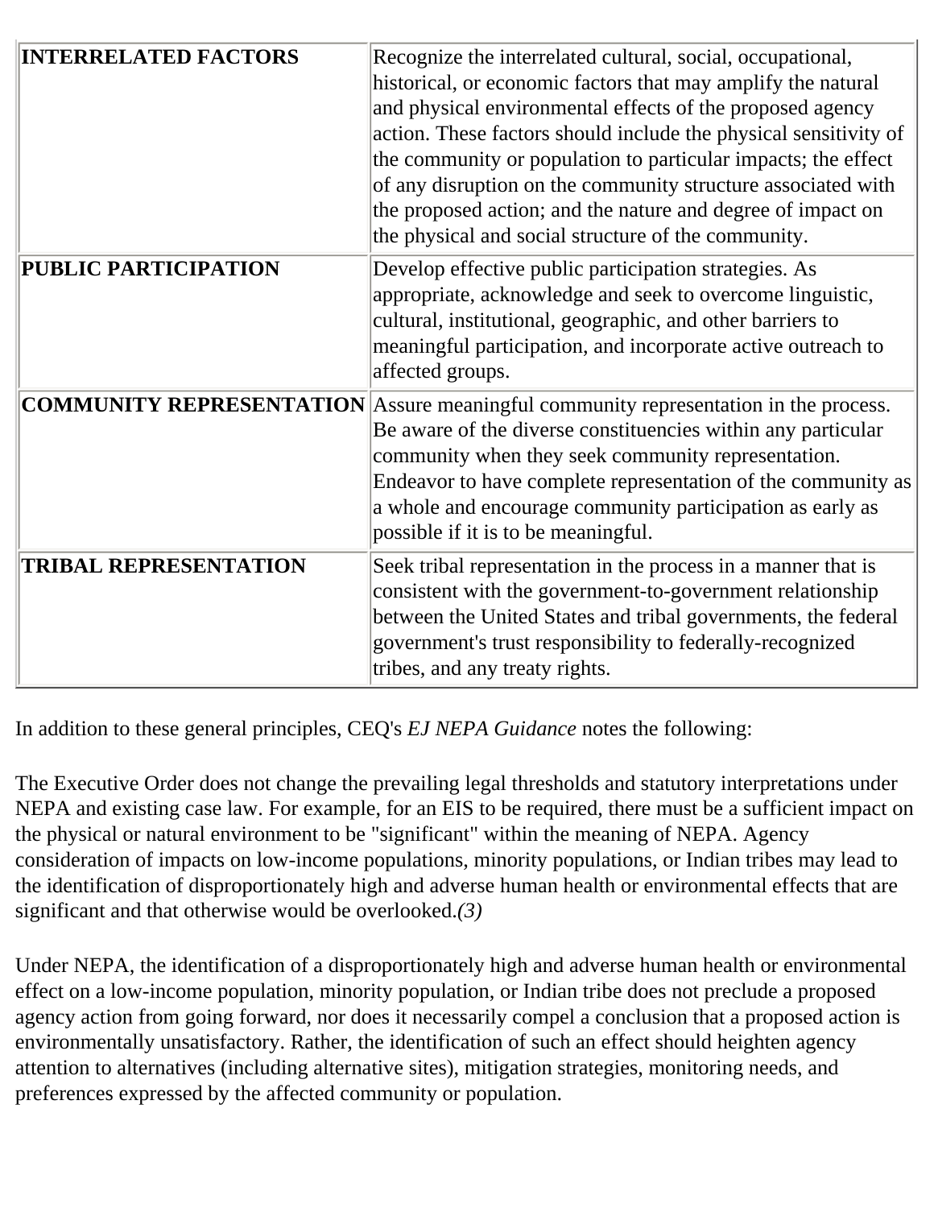| | |
|---|---|
| **INTERRELATED FACTORS** | Recognize the interrelated cultural, social, occupational, historical, or economic factors that may amplify the natural and physical environmental effects of the proposed agency action. These factors should include the physical sensitivity of the community or population to particular impacts; the effect of any disruption on the community structure associated with the proposed action; and the nature and degree of impact on the physical and social structure of the community. |
| **PUBLIC PARTICIPATION** | Develop effective public participation strategies. As appropriate, acknowledge and seek to overcome linguistic, cultural, institutional, geographic, and other barriers to meaningful participation, and incorporate active outreach to affected groups. |
| **COMMUNITY REPRESENTATION** | Assure meaningful community representation in the process. Be aware of the diverse constituencies within any particular community when they seek community representation. Endeavor to have complete representation of the community as a whole and encourage community participation as early as possible if it is to be meaningful. |
| **TRIBAL REPRESENTATION** | Seek tribal representation in the process in a manner that is consistent with the government-to-government relationship between the United States and tribal governments, the federal government's trust responsibility to federally-recognized tribes, and any treaty rights. |

In addition to these general principles, CEQ's *EJ NEPA Guidance* notes the following:

The Executive Order does not change the prevailing legal thresholds and statutory interpretations under NEPA and existing case law. For example, for an EIS to be required, there must be a sufficient impact on the physical or natural environment to be "significant" within the meaning of NEPA. Agency consideration of impacts on low-income populations, minority populations, or Indian tribes may lead to the identification of disproportionately high and adverse human health or environmental effects that are significant and that otherwise would be overlooked.*(3)*

Under NEPA, the identification of a disproportionately high and adverse human health or environmental effect on a low-income population, minority population, or Indian tribe does not preclude a proposed agency action from going forward, nor does it necessarily compel a conclusion that a proposed action is environmentally unsatisfactory. Rather, the identification of such an effect should heighten agency attention to alternatives (including alternative sites), mitigation strategies, monitoring needs, and preferences expressed by the affected community or population.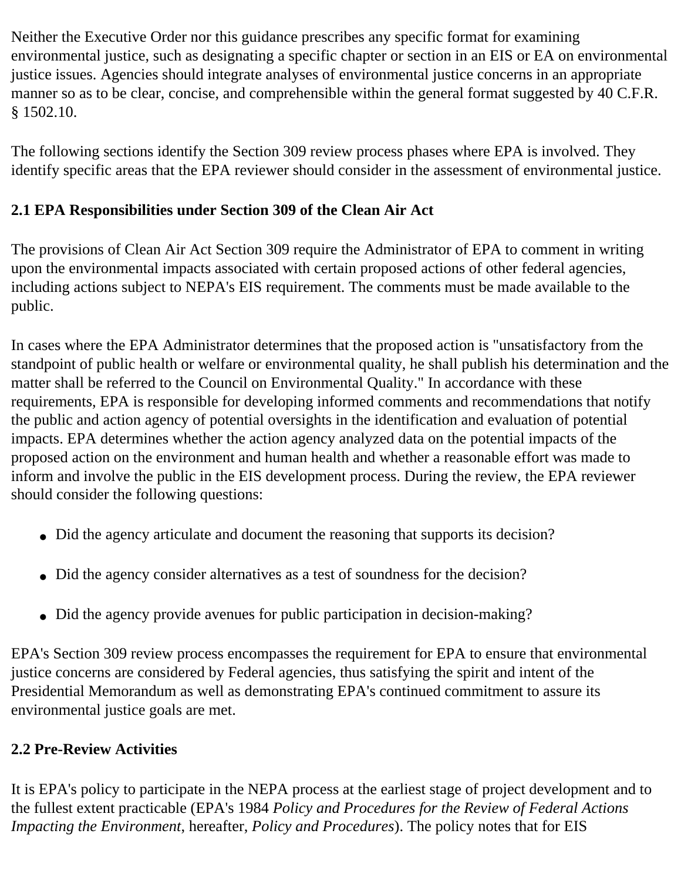Neither the Executive Order nor this guidance prescribes any specific format for examining environmental justice, such as designating a specific chapter or section in an EIS or EA on environmental justice issues. Agencies should integrate analyses of environmental justice concerns in an appropriate manner so as to be clear, concise, and comprehensible within the general format suggested by 40 C.F.R. § 1502.10.

The following sections identify the Section 309 review process phases where EPA is involved. They identify specific areas that the EPA reviewer should consider in the assessment of environmental justice.

## 2.1 EPA Responsibilities under Section 309 of the Clean Air Act

The provisions of Clean Air Act Section 309 require the Administrator of EPA to comment in writing upon the environmental impacts associated with certain proposed actions of other federal agencies, including actions subject to NEPA's EIS requirement. The comments must be made available to the public.

In cases where the EPA Administrator determines that the proposed action is "unsatisfactory from the standpoint of public health or welfare or environmental quality, he shall publish his determination and the matter shall be referred to the Council on Environmental Quality." In accordance with these requirements, EPA is responsible for developing informed comments and recommendations that notify the public and action agency of potential oversights in the identification and evaluation of potential impacts. EPA determines whether the action agency analyzed data on the potential impacts of the proposed action on the environment and human health and whether a reasonable effort was made to inform and involve the public in the EIS development process. During the review, the EPA reviewer should consider the following questions:

- Did the agency articulate and document the reasoning that supports its decision?
- Did the agency consider alternatives as a test of soundness for the decision?
- Did the agency provide avenues for public participation in decision-making?

EPA's Section 309 review process encompasses the requirement for EPA to ensure that environmental justice concerns are considered by Federal agencies, thus satisfying the spirit and intent of the Presidential Memorandum as well as demonstrating EPA's continued commitment to assure its environmental justice goals are met.

## 2.2 Pre-Review Activities

It is EPA's policy to participate in the NEPA process at the earliest stage of project development and to the fullest extent practicable (EPA's 1984 *Policy and Procedures for the Review of Federal Actions Impacting the Environment*, hereafter, *Policy and Procedures*). The policy notes that for EIS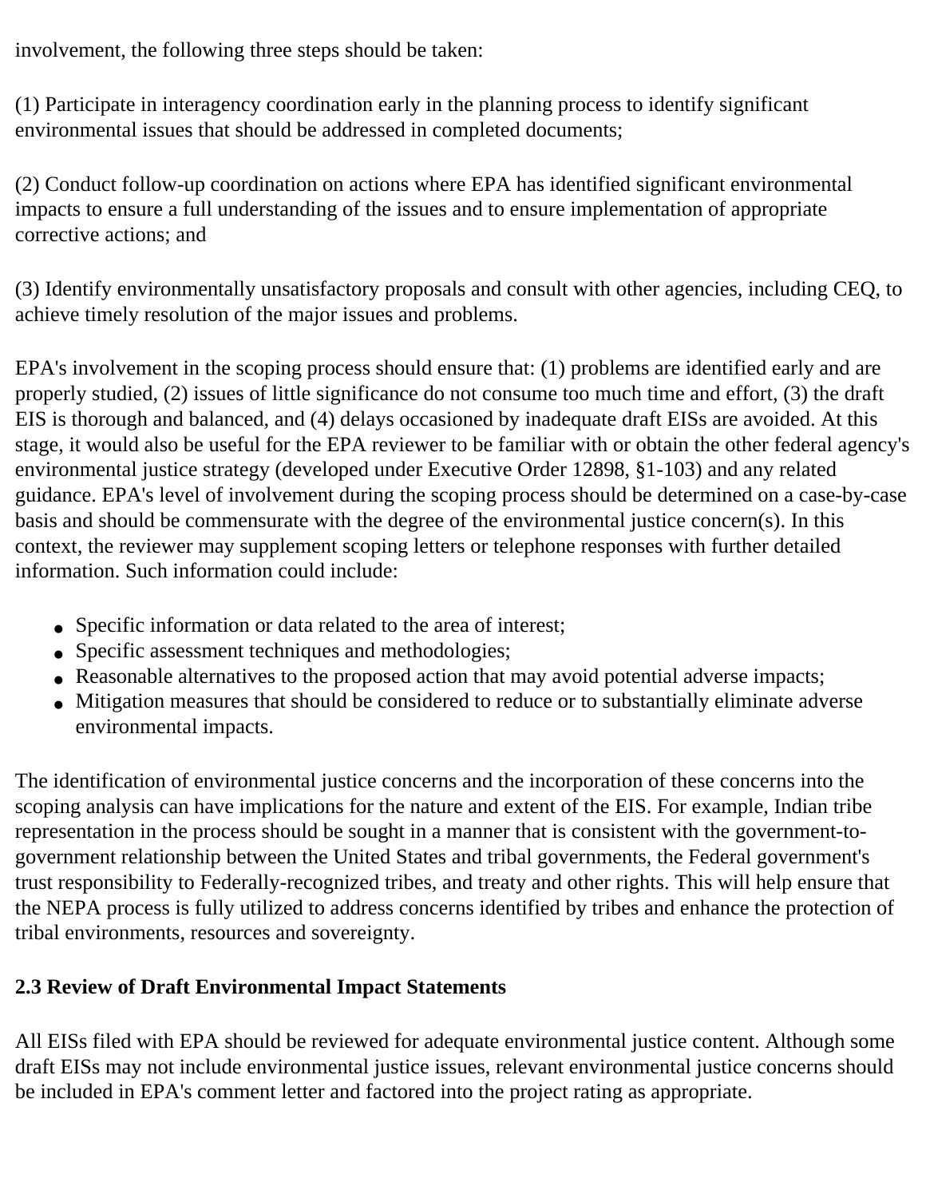involvement, the following three steps should be taken:

(1) Participate in interagency coordination early in the planning process to identify significant environmental issues that should be addressed in completed documents;

(2) Conduct follow-up coordination on actions where EPA has identified significant environmental impacts to ensure a full understanding of the issues and to ensure implementation of appropriate corrective actions; and

(3) Identify environmentally unsatisfactory proposals and consult with other agencies, including CEQ, to achieve timely resolution of the major issues and problems.

EPA's involvement in the scoping process should ensure that: (1) problems are identified early and are properly studied, (2) issues of little significance do not consume too much time and effort, (3) the draft EIS is thorough and balanced, and (4) delays occasioned by inadequate draft EISs are avoided. At this stage, it would also be useful for the EPA reviewer to be familiar with or obtain the other federal agency's environmental justice strategy (developed under Executive Order 12898, §1-103) and any related guidance. EPA's level of involvement during the scoping process should be determined on a case-by-case basis and should be commensurate with the degree of the environmental justice concern(s). In this context, the reviewer may supplement scoping letters or telephone responses with further detailed information. Such information could include:

- Specific information or data related to the area of interest;
- Specific assessment techniques and methodologies;
- Reasonable alternatives to the proposed action that may avoid potential adverse impacts;
- Mitigation measures that should be considered to reduce or to substantially eliminate adverse environmental impacts.

The identification of environmental justice concerns and the incorporation of these concerns into the scoping analysis can have implications for the nature and extent of the EIS. For example, Indian tribe representation in the process should be sought in a manner that is consistent with the government-to-government relationship between the United States and tribal governments, the Federal government's trust responsibility to Federally-recognized tribes, and treaty and other rights. This will help ensure that the NEPA process is fully utilized to address concerns identified by tribes and enhance the protection of tribal environments, resources and sovereignty.

### 2.3 Review of Draft Environmental Impact Statements

All EISs filed with EPA should be reviewed for adequate environmental justice content. Although some draft EISs may not include environmental justice issues, relevant environmental justice concerns should be included in EPA's comment letter and factored into the project rating as appropriate.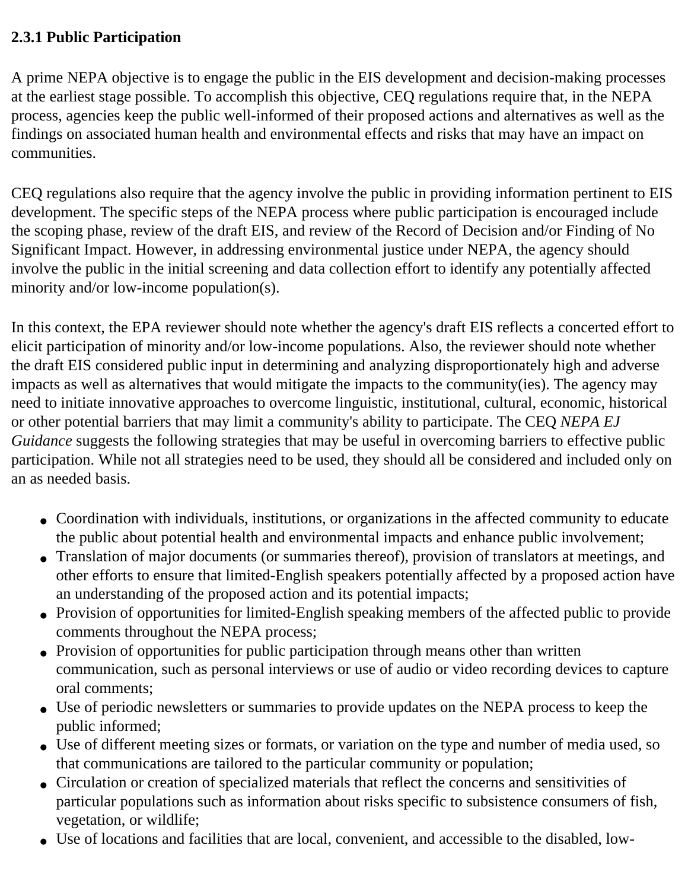### 2.3.1 Public Participation

A prime NEPA objective is to engage the public in the EIS development and decision-making processes at the earliest stage possible. To accomplish this objective, CEQ regulations require that, in the NEPA process, agencies keep the public well-informed of their proposed actions and alternatives as well as the findings on associated human health and environmental effects and risks that may have an impact on communities.

CEQ regulations also require that the agency involve the public in providing information pertinent to EIS development. The specific steps of the NEPA process where public participation is encouraged include the scoping phase, review of the draft EIS, and review of the Record of Decision and/or Finding of No Significant Impact. However, in addressing environmental justice under NEPA, the agency should involve the public in the initial screening and data collection effort to identify any potentially affected minority and/or low-income population(s).

In this context, the EPA reviewer should note whether the agency's draft EIS reflects a concerted effort to elicit participation of minority and/or low-income populations. Also, the reviewer should note whether the draft EIS considered public input in determining and analyzing disproportionately high and adverse impacts as well as alternatives that would mitigate the impacts to the community(ies). The agency may need to initiate innovative approaches to overcome linguistic, institutional, cultural, economic, historical or other potential barriers that may limit a community's ability to participate. The CEQ *NEPA EJ Guidance* suggests the following strategies that may be useful in overcoming barriers to effective public participation. While not all strategies need to be used, they should all be considered and included only on an as needed basis.

- Coordination with individuals, institutions, or organizations in the affected community to educate the public about potential health and environmental impacts and enhance public involvement;
- Translation of major documents (or summaries thereof), provision of translators at meetings, and other efforts to ensure that limited-English speakers potentially affected by a proposed action have an understanding of the proposed action and its potential impacts;
- Provision of opportunities for limited-English speaking members of the affected public to provide comments throughout the NEPA process;
- Provision of opportunities for public participation through means other than written communication, such as personal interviews or use of audio or video recording devices to capture oral comments;
- Use of periodic newsletters or summaries to provide updates on the NEPA process to keep the public informed;
- Use of different meeting sizes or formats, or variation on the type and number of media used, so that communications are tailored to the particular community or population;
- Circulation or creation of specialized materials that reflect the concerns and sensitivities of particular populations such as information about risks specific to subsistence consumers of fish, vegetation, or wildlife;
- Use of locations and facilities that are local, convenient, and accessible to the disabled, low-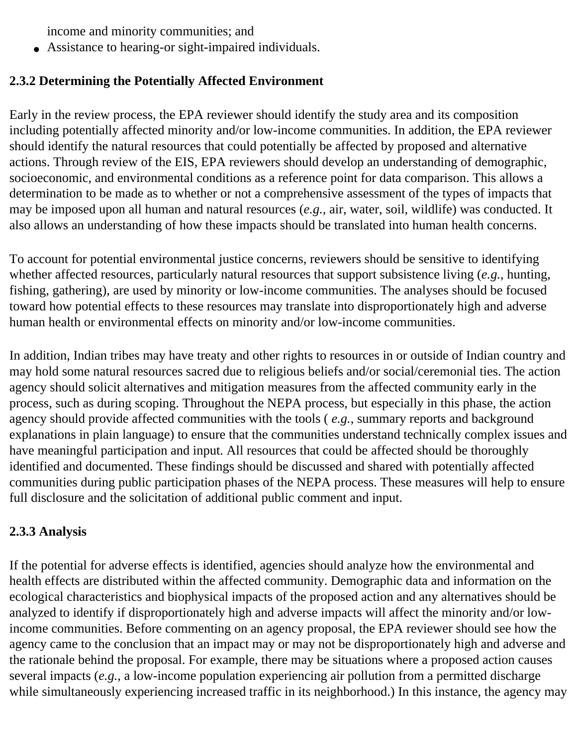income and minority communities; and

- Assistance to hearing-or sight-impaired individuals.

### 2.3.2 Determining the Potentially Affected Environment

Early in the review process, the EPA reviewer should identify the study area and its composition including potentially affected minority and/or low-income communities. In addition, the EPA reviewer should identify the natural resources that could potentially be affected by proposed and alternative actions. Through review of the EIS, EPA reviewers should develop an understanding of demographic, socioeconomic, and environmental conditions as a reference point for data comparison. This allows a determination to be made as to whether or not a comprehensive assessment of the types of impacts that may be imposed upon all human and natural resources (*e.g.,* air, water, soil, wildlife) was conducted. It also allows an understanding of how these impacts should be translated into human health concerns.

To account for potential environmental justice concerns, reviewers should be sensitive to identifying whether affected resources, particularly natural resources that support subsistence living (*e.g.,* hunting, fishing, gathering), are used by minority or low-income communities. The analyses should be focused toward how potential effects to these resources may translate into disproportionately high and adverse human health or environmental effects on minority and/or low-income communities.

In addition, Indian tribes may have treaty and other rights to resources in or outside of Indian country and may hold some natural resources sacred due to religious beliefs and/or social/ceremonial ties. The action agency should solicit alternatives and mitigation measures from the affected community early in the process, such as during scoping. Throughout the NEPA process, but especially in this phase, the action agency should provide affected communities with the tools ( *e.g.,* summary reports and background explanations in plain language) to ensure that the communities understand technically complex issues and have meaningful participation and input. All resources that could be affected should be thoroughly identified and documented. These findings should be discussed and shared with potentially affected communities during public participation phases of the NEPA process. These measures will help to ensure full disclosure and the solicitation of additional public comment and input.

### 2.3.3 Analysis

If the potential for adverse effects is identified, agencies should analyze how the environmental and health effects are distributed within the affected community. Demographic data and information on the ecological characteristics and biophysical impacts of the proposed action and any alternatives should be analyzed to identify if disproportionately high and adverse impacts will affect the minority and/or low-income communities. Before commenting on an agency proposal, the EPA reviewer should see how the agency came to the conclusion that an impact may or may not be disproportionately high and adverse and the rationale behind the proposal. For example, there may be situations where a proposed action causes several impacts (*e.g.,* a low-income population experiencing air pollution from a permitted discharge while simultaneously experiencing increased traffic in its neighborhood.) In this instance, the agency may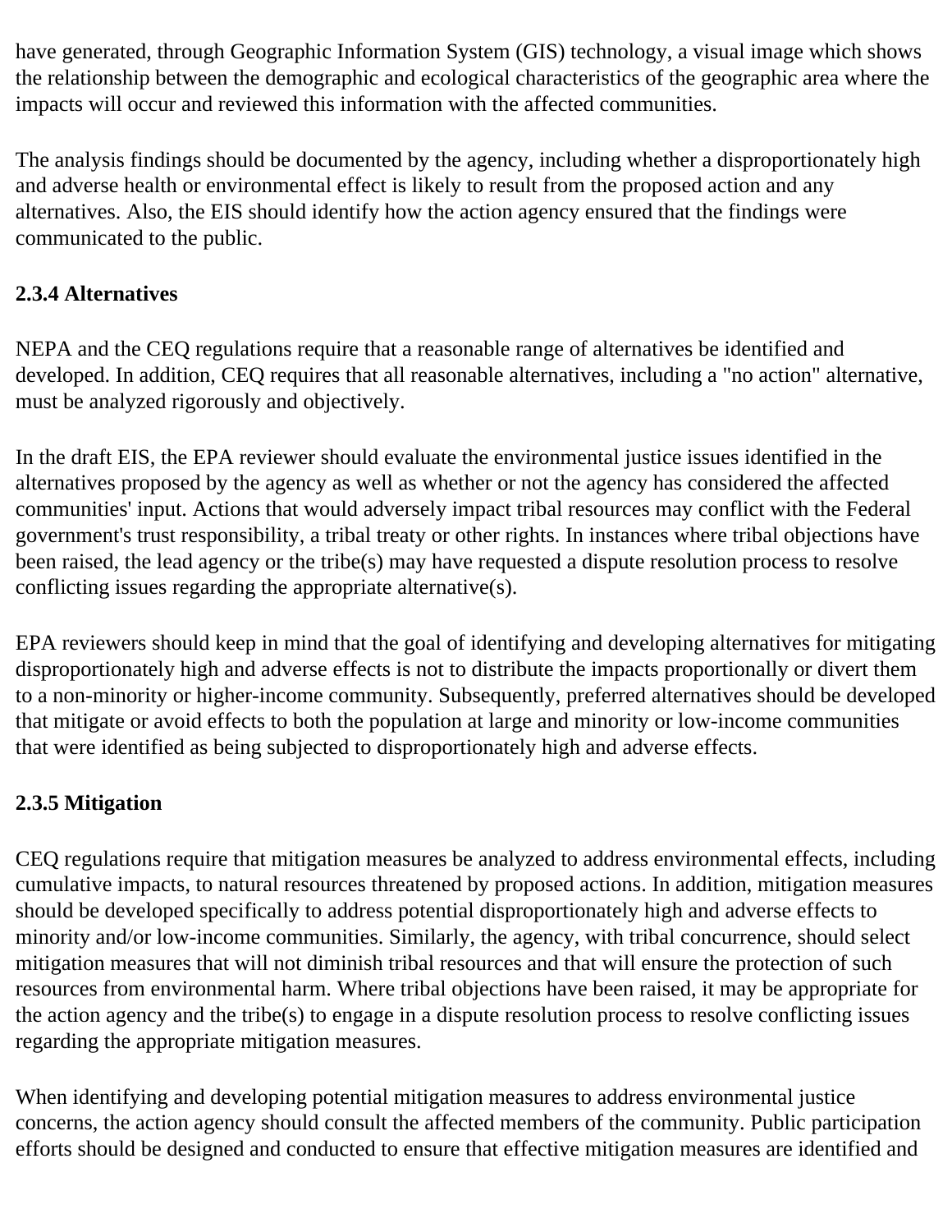have generated, through Geographic Information System (GIS) technology, a visual image which shows the relationship between the demographic and ecological characteristics of the geographic area where the impacts will occur and reviewed this information with the affected communities.

The analysis findings should be documented by the agency, including whether a disproportionately high and adverse health or environmental effect is likely to result from the proposed action and any alternatives. Also, the EIS should identify how the action agency ensured that the findings were communicated to the public.

### 2.3.4 Alternatives

NEPA and the CEQ regulations require that a reasonable range of alternatives be identified and developed. In addition, CEQ requires that all reasonable alternatives, including a "no action" alternative, must be analyzed rigorously and objectively.

In the draft EIS, the EPA reviewer should evaluate the environmental justice issues identified in the alternatives proposed by the agency as well as whether or not the agency has considered the affected communities' input. Actions that would adversely impact tribal resources may conflict with the Federal government's trust responsibility, a tribal treaty or other rights. In instances where tribal objections have been raised, the lead agency or the tribe(s) may have requested a dispute resolution process to resolve conflicting issues regarding the appropriate alternative(s).

EPA reviewers should keep in mind that the goal of identifying and developing alternatives for mitigating disproportionately high and adverse effects is not to distribute the impacts proportionally or divert them to a non-minority or higher-income community. Subsequently, preferred alternatives should be developed that mitigate or avoid effects to both the population at large and minority or low-income communities that were identified as being subjected to disproportionately high and adverse effects.

### 2.3.5 Mitigation

CEQ regulations require that mitigation measures be analyzed to address environmental effects, including cumulative impacts, to natural resources threatened by proposed actions. In addition, mitigation measures should be developed specifically to address potential disproportionately high and adverse effects to minority and/or low-income communities. Similarly, the agency, with tribal concurrence, should select mitigation measures that will not diminish tribal resources and that will ensure the protection of such resources from environmental harm. Where tribal objections have been raised, it may be appropriate for the action agency and the tribe(s) to engage in a dispute resolution process to resolve conflicting issues regarding the appropriate mitigation measures.

When identifying and developing potential mitigation measures to address environmental justice concerns, the action agency should consult the affected members of the community. Public participation efforts should be designed and conducted to ensure that effective mitigation measures are identified and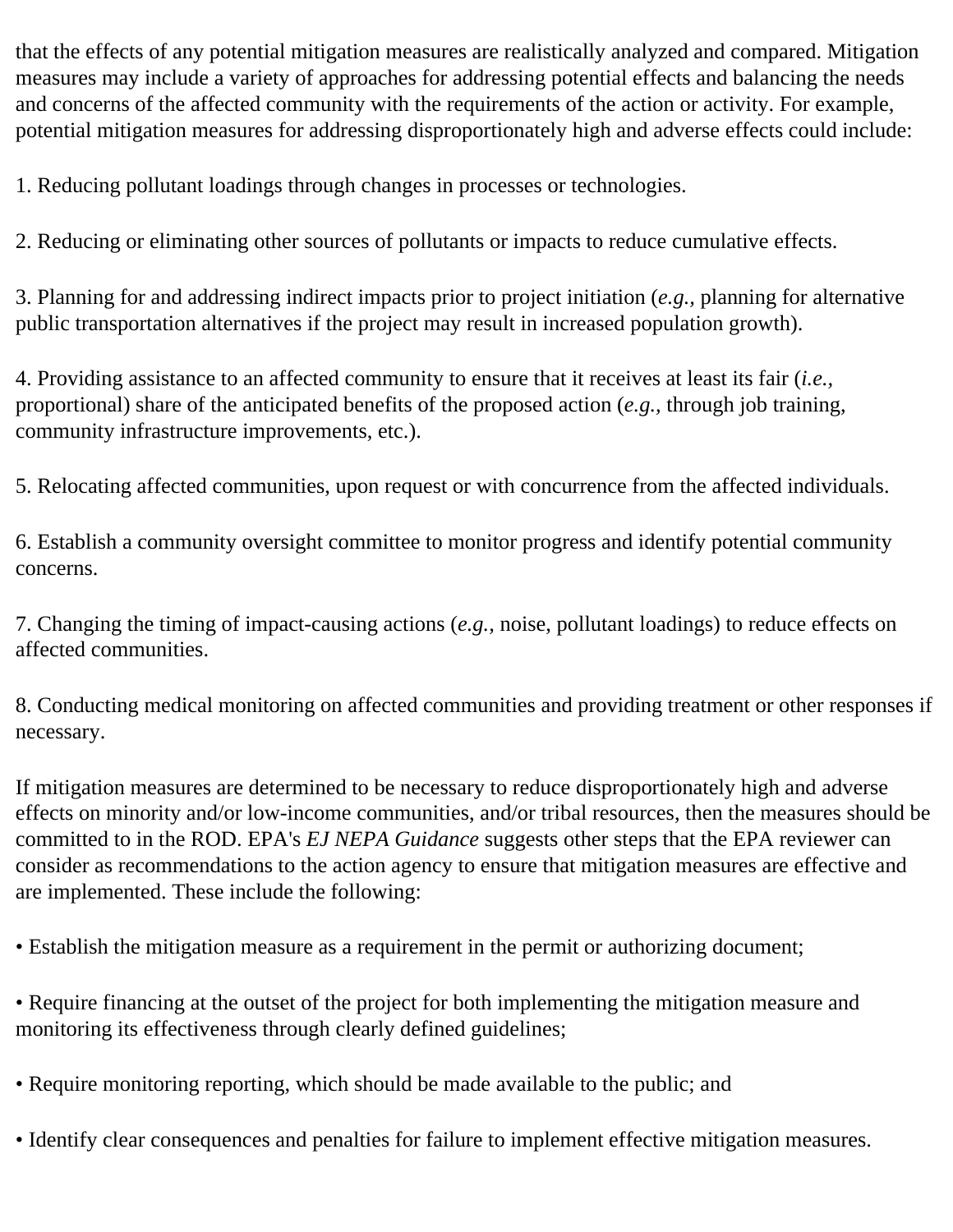that the effects of any potential mitigation measures are realistically analyzed and compared. Mitigation measures may include a variety of approaches for addressing potential effects and balancing the needs and concerns of the affected community with the requirements of the action or activity. For example, potential mitigation measures for addressing disproportionately high and adverse effects could include:

1. Reducing pollutant loadings through changes in processes or technologies.

2. Reducing or eliminating other sources of pollutants or impacts to reduce cumulative effects.

3. Planning for and addressing indirect impacts prior to project initiation (*e.g.*, planning for alternative public transportation alternatives if the project may result in increased population growth).

4. Providing assistance to an affected community to ensure that it receives at least its fair (*i.e.*, proportional) share of the anticipated benefits of the proposed action (*e.g.*, through job training, community infrastructure improvements, etc.).

5. Relocating affected communities, upon request or with concurrence from the affected individuals.

6. Establish a community oversight committee to monitor progress and identify potential community concerns.

7. Changing the timing of impact-causing actions (*e.g.*, noise, pollutant loadings) to reduce effects on affected communities.

8. Conducting medical monitoring on affected communities and providing treatment or other responses if necessary.

If mitigation measures are determined to be necessary to reduce disproportionately high and adverse effects on minority and/or low-income communities, and/or tribal resources, then the measures should be committed to in the ROD. EPA's *EJ NEPA Guidance* suggests other steps that the EPA reviewer can consider as recommendations to the action agency to ensure that mitigation measures are effective and are implemented. These include the following:

- Establish the mitigation measure as a requirement in the permit or authorizing document;

- Require financing at the outset of the project for both implementing the mitigation measure and monitoring its effectiveness through clearly defined guidelines;

- Require monitoring reporting, which should be made available to the public; and

- Identify clear consequences and penalties for failure to implement effective mitigation measures.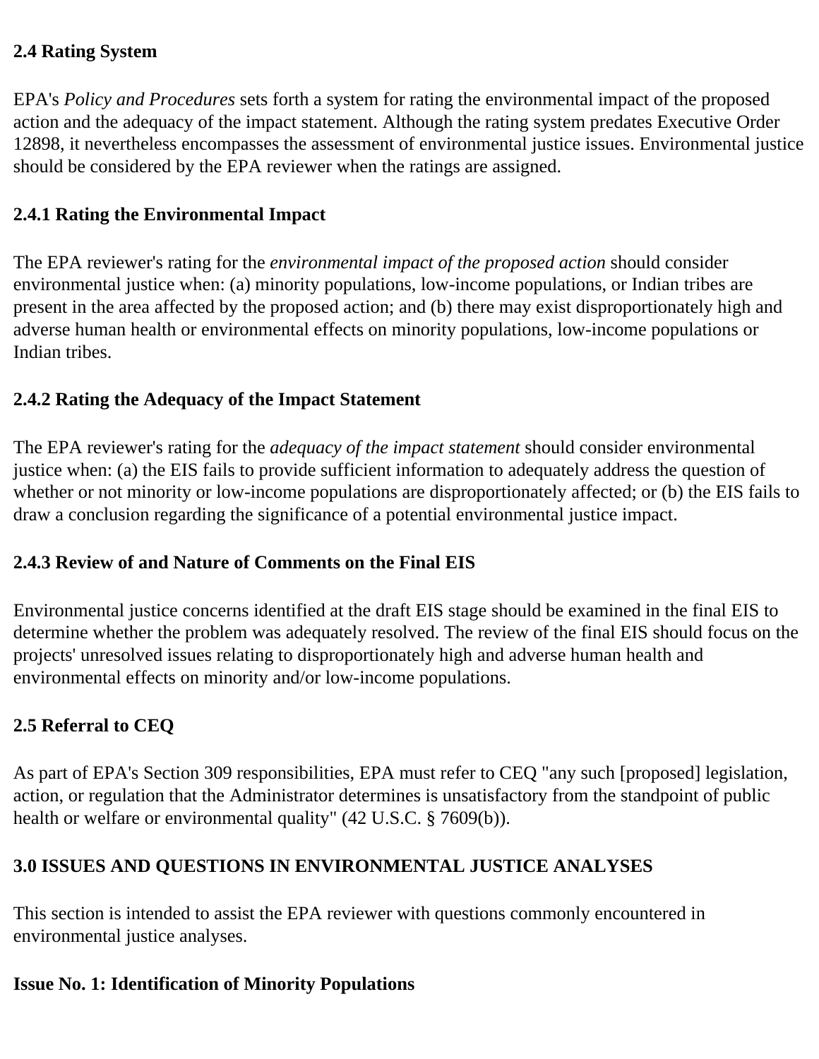### 2.4 Rating System

EPA's *Policy and Procedures* sets forth a system for rating the environmental impact of the proposed action and the adequacy of the impact statement. Although the rating system predates Executive Order 12898, it nevertheless encompasses the assessment of environmental justice issues. Environmental justice should be considered by the EPA reviewer when the ratings are assigned.

#### 2.4.1 Rating the Environmental Impact

The EPA reviewer's rating for the *environmental impact of the proposed action* should consider environmental justice when: (a) minority populations, low-income populations, or Indian tribes are present in the area affected by the proposed action; and (b) there may exist disproportionately high and adverse human health or environmental effects on minority populations, low-income populations or Indian tribes.

#### 2.4.2 Rating the Adequacy of the Impact Statement

The EPA reviewer's rating for the *adequacy of the impact statement* should consider environmental justice when: (a) the EIS fails to provide sufficient information to adequately address the question of whether or not minority or low-income populations are disproportionately affected; or (b) the EIS fails to draw a conclusion regarding the significance of a potential environmental justice impact.

#### 2.4.3 Review of and Nature of Comments on the Final EIS

Environmental justice concerns identified at the draft EIS stage should be examined in the final EIS to determine whether the problem was adequately resolved. The review of the final EIS should focus on the projects' unresolved issues relating to disproportionately high and adverse human health and environmental effects on minority and/or low-income populations.

### 2.5 Referral to CEQ

As part of EPA's Section 309 responsibilities, EPA must refer to CEQ "any such [proposed] legislation, action, or regulation that the Administrator determines is unsatisfactory from the standpoint of public health or welfare or environmental quality" (42 U.S.C. § 7609(b)).

## 3.0 ISSUES AND QUESTIONS IN ENVIRONMENTAL JUSTICE ANALYSES

This section is intended to assist the EPA reviewer with questions commonly encountered in environmental justice analyses.

### Issue No. 1: Identification of Minority Populations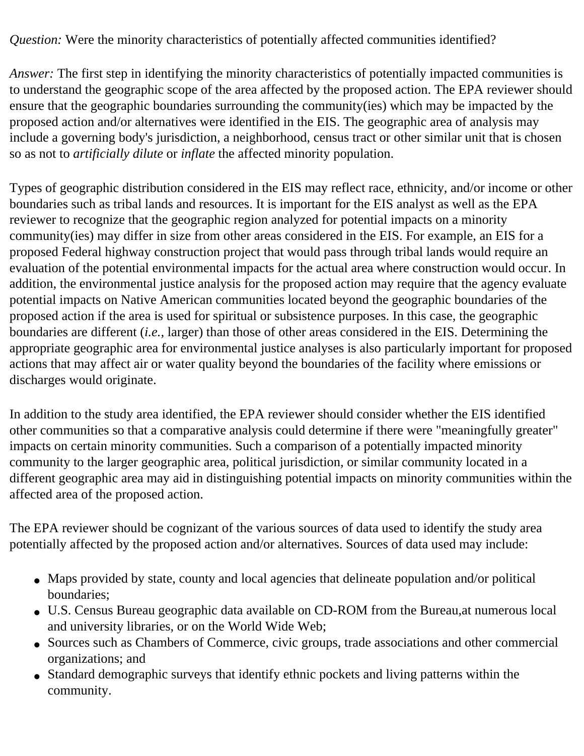*Question:* Were the minority characteristics of potentially affected communities identified?

*Answer:* The first step in identifying the minority characteristics of potentially impacted communities is to understand the geographic scope of the area affected by the proposed action. The EPA reviewer should ensure that the geographic boundaries surrounding the community(ies) which may be impacted by the proposed action and/or alternatives were identified in the EIS. The geographic area of analysis may include a governing body's jurisdiction, a neighborhood, census tract or other similar unit that is chosen so as not to *artificially dilute* or *inflate* the affected minority population.

Types of geographic distribution considered in the EIS may reflect race, ethnicity, and/or income or other boundaries such as tribal lands and resources. It is important for the EIS analyst as well as the EPA reviewer to recognize that the geographic region analyzed for potential impacts on a minority community(ies) may differ in size from other areas considered in the EIS. For example, an EIS for a proposed Federal highway construction project that would pass through tribal lands would require an evaluation of the potential environmental impacts for the actual area where construction would occur. In addition, the environmental justice analysis for the proposed action may require that the agency evaluate potential impacts on Native American communities located beyond the geographic boundaries of the proposed action if the area is used for spiritual or subsistence purposes. In this case, the geographic boundaries are different (*i.e.*, larger) than those of other areas considered in the EIS. Determining the appropriate geographic area for environmental justice analyses is also particularly important for proposed actions that may affect air or water quality beyond the boundaries of the facility where emissions or discharges would originate.

In addition to the study area identified, the EPA reviewer should consider whether the EIS identified other communities so that a comparative analysis could determine if there were "meaningfully greater" impacts on certain minority communities. Such a comparison of a potentially impacted minority community to the larger geographic area, political jurisdiction, or similar community located in a different geographic area may aid in distinguishing potential impacts on minority communities within the affected area of the proposed action.

The EPA reviewer should be cognizant of the various sources of data used to identify the study area potentially affected by the proposed action and/or alternatives. Sources of data used may include:

- Maps provided by state, county and local agencies that delineate population and/or political boundaries;
- U.S. Census Bureau geographic data available on CD-ROM from the Bureau,at numerous local and university libraries, or on the World Wide Web;
- Sources such as Chambers of Commerce, civic groups, trade associations and other commercial organizations; and
- Standard demographic surveys that identify ethnic pockets and living patterns within the community.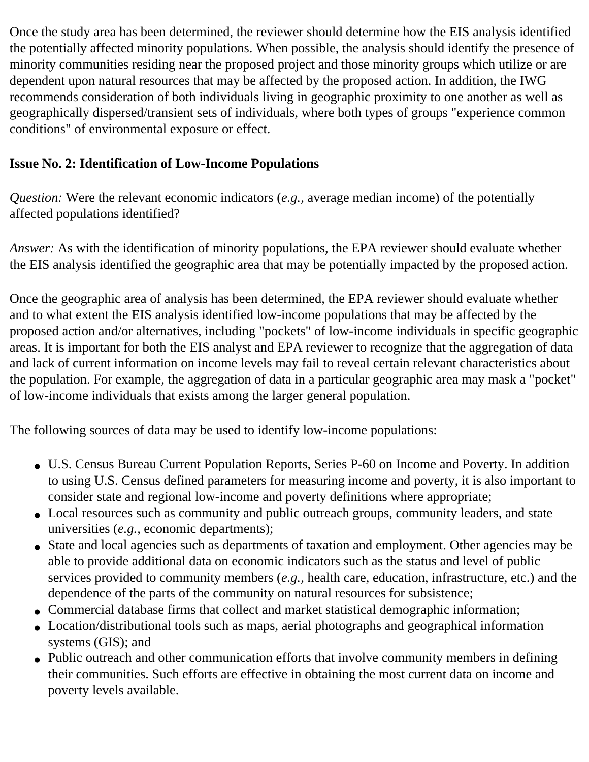Once the study area has been determined, the reviewer should determine how the EIS analysis identified the potentially affected minority populations. When possible, the analysis should identify the presence of minority communities residing near the proposed project and those minority groups which utilize or are dependent upon natural resources that may be affected by the proposed action. In addition, the IWG recommends consideration of both individuals living in geographic proximity to one another as well as geographically dispersed/transient sets of individuals, where both types of groups "experience common conditions" of environmental exposure or effect.

**Issue No. 2: Identification of Low-Income Populations**

*Question:* Were the relevant economic indicators (*e.g.,* average median income) of the potentially affected populations identified?

*Answer:* As with the identification of minority populations, the EPA reviewer should evaluate whether the EIS analysis identified the geographic area that may be potentially impacted by the proposed action.

Once the geographic area of analysis has been determined, the EPA reviewer should evaluate whether and to what extent the EIS analysis identified low-income populations that may be affected by the proposed action and/or alternatives, including "pockets" of low-income individuals in specific geographic areas. It is important for both the EIS analyst and EPA reviewer to recognize that the aggregation of data and lack of current information on income levels may fail to reveal certain relevant characteristics about the population. For example, the aggregation of data in a particular geographic area may mask a "pocket" of low-income individuals that exists among the larger general population.

The following sources of data may be used to identify low-income populations:

- U.S. Census Bureau Current Population Reports, Series P-60 on Income and Poverty. In addition to using U.S. Census defined parameters for measuring income and poverty, it is also important to consider state and regional low-income and poverty definitions where appropriate;
- Local resources such as community and public outreach groups, community leaders, and state universities (*e.g.,* economic departments);
- State and local agencies such as departments of taxation and employment. Other agencies may be able to provide additional data on economic indicators such as the status and level of public services provided to community members (*e.g.,* health care, education, infrastructure, etc.) and the dependence of the parts of the community on natural resources for subsistence;
- Commercial database firms that collect and market statistical demographic information;
- Location/distributional tools such as maps, aerial photographs and geographical information systems (GIS); and
- Public outreach and other communication efforts that involve community members in defining their communities. Such efforts are effective in obtaining the most current data on income and poverty levels available.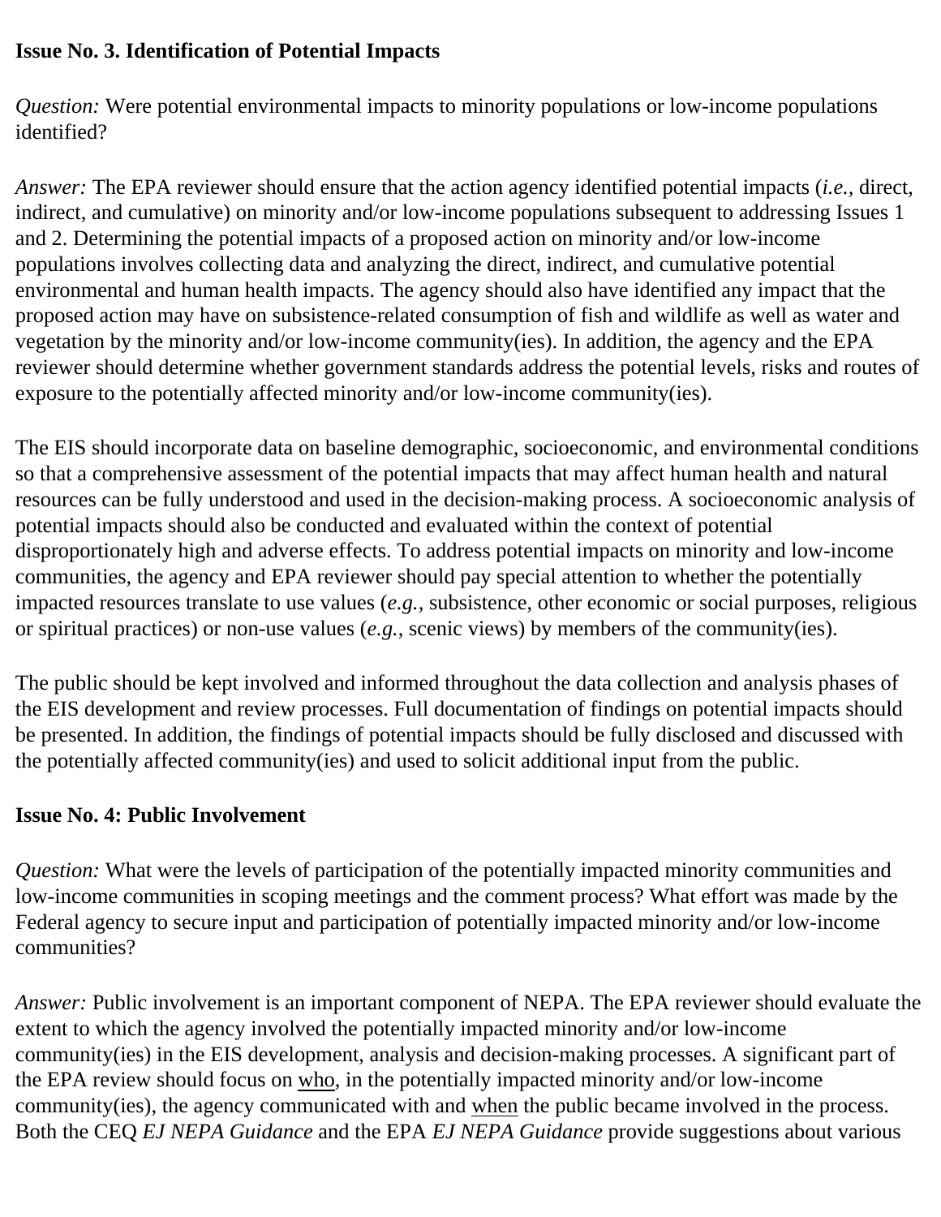**Issue No. 3. Identification of Potential Impacts**

*Question:* Were potential environmental impacts to minority populations or low-income populations identified?

*Answer:* The EPA reviewer should ensure that the action agency identified potential impacts (*i.e.*, direct, indirect, and cumulative) on minority and/or low-income populations subsequent to addressing Issues 1 and 2. Determining the potential impacts of a proposed action on minority and/or low-income populations involves collecting data and analyzing the direct, indirect, and cumulative potential environmental and human health impacts. The agency should also have identified any impact that the proposed action may have on subsistence-related consumption of fish and wildlife as well as water and vegetation by the minority and/or low-income community(ies). In addition, the agency and the EPA reviewer should determine whether government standards address the potential levels, risks and routes of exposure to the potentially affected minority and/or low-income community(ies).

The EIS should incorporate data on baseline demographic, socioeconomic, and environmental conditions so that a comprehensive assessment of the potential impacts that may affect human health and natural resources can be fully understood and used in the decision-making process. A socioeconomic analysis of potential impacts should also be conducted and evaluated within the context of potential disproportionately high and adverse effects. To address potential impacts on minority and low-income communities, the agency and EPA reviewer should pay special attention to whether the potentially impacted resources translate to use values (*e.g.*, subsistence, other economic or social purposes, religious or spiritual practices) or non-use values (*e.g.*, scenic views) by members of the community(ies).

The public should be kept involved and informed throughout the data collection and analysis phases of the EIS development and review processes. Full documentation of findings on potential impacts should be presented. In addition, the findings of potential impacts should be fully disclosed and discussed with the potentially affected community(ies) and used to solicit additional input from the public.

**Issue No. 4: Public Involvement**

*Question:* What were the levels of participation of the potentially impacted minority communities and low-income communities in scoping meetings and the comment process? What effort was made by the Federal agency to secure input and participation of potentially impacted minority and/or low-income communities?

*Answer:* Public involvement is an important component of NEPA. The EPA reviewer should evaluate the extent to which the agency involved the potentially impacted minority and/or low-income community(ies) in the EIS development, analysis and decision-making processes. A significant part of the EPA review should focus on <u>who</u>, in the potentially impacted minority and/or low-income community(ies), the agency communicated with and <u>when</u> the public became involved in the process. Both the CEQ *EJ NEPA Guidance* and the EPA *EJ NEPA Guidance* provide suggestions about various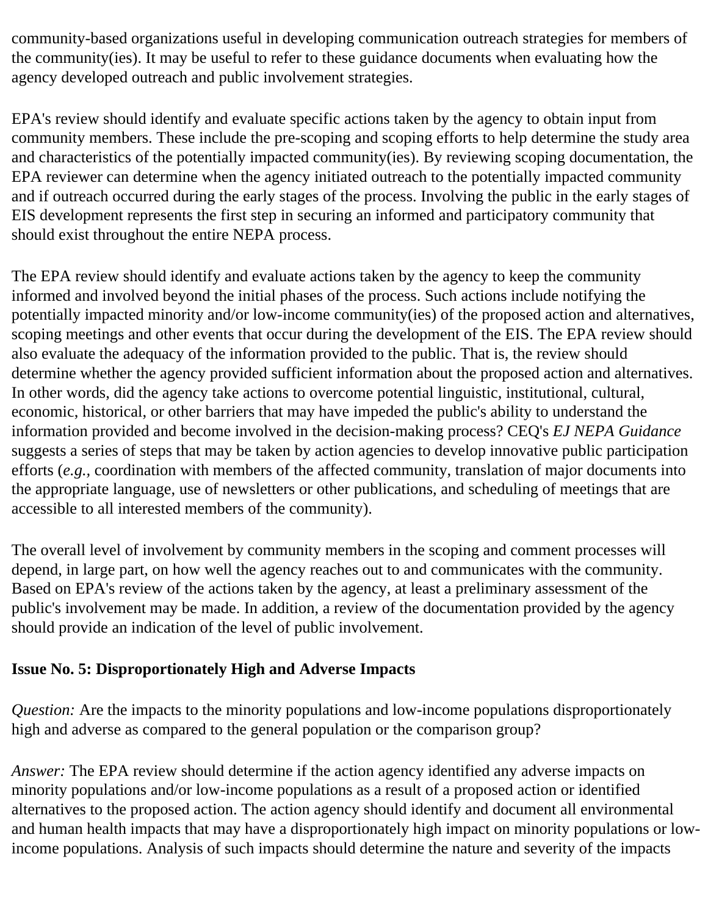community-based organizations useful in developing communication outreach strategies for members of the community(ies). It may be useful to refer to these guidance documents when evaluating how the agency developed outreach and public involvement strategies.

EPA's review should identify and evaluate specific actions taken by the agency to obtain input from community members. These include the pre-scoping and scoping efforts to help determine the study area and characteristics of the potentially impacted community(ies). By reviewing scoping documentation, the EPA reviewer can determine when the agency initiated outreach to the potentially impacted community and if outreach occurred during the early stages of the process. Involving the public in the early stages of EIS development represents the first step in securing an informed and participatory community that should exist throughout the entire NEPA process.

The EPA review should identify and evaluate actions taken by the agency to keep the community informed and involved beyond the initial phases of the process. Such actions include notifying the potentially impacted minority and/or low-income community(ies) of the proposed action and alternatives, scoping meetings and other events that occur during the development of the EIS. The EPA review should also evaluate the adequacy of the information provided to the public. That is, the review should determine whether the agency provided sufficient information about the proposed action and alternatives. In other words, did the agency take actions to overcome potential linguistic, institutional, cultural, economic, historical, or other barriers that may have impeded the public's ability to understand the information provided and become involved in the decision-making process? CEQ's *EJ NEPA Guidance* suggests a series of steps that may be taken by action agencies to develop innovative public participation efforts (*e.g.,* coordination with members of the affected community, translation of major documents into the appropriate language, use of newsletters or other publications, and scheduling of meetings that are accessible to all interested members of the community).

The overall level of involvement by community members in the scoping and comment processes will depend, in large part, on how well the agency reaches out to and communicates with the community. Based on EPA's review of the actions taken by the agency, at least a preliminary assessment of the public's involvement may be made. In addition, a review of the documentation provided by the agency should provide an indication of the level of public involvement.

**Issue No. 5: Disproportionately High and Adverse Impacts**

*Question:* Are the impacts to the minority populations and low-income populations disproportionately high and adverse as compared to the general population or the comparison group?

*Answer:* The EPA review should determine if the action agency identified any adverse impacts on minority populations and/or low-income populations as a result of a proposed action or identified alternatives to the proposed action. The action agency should identify and document all environmental and human health impacts that may have a disproportionately high impact on minority populations or low-income populations. Analysis of such impacts should determine the nature and severity of the impacts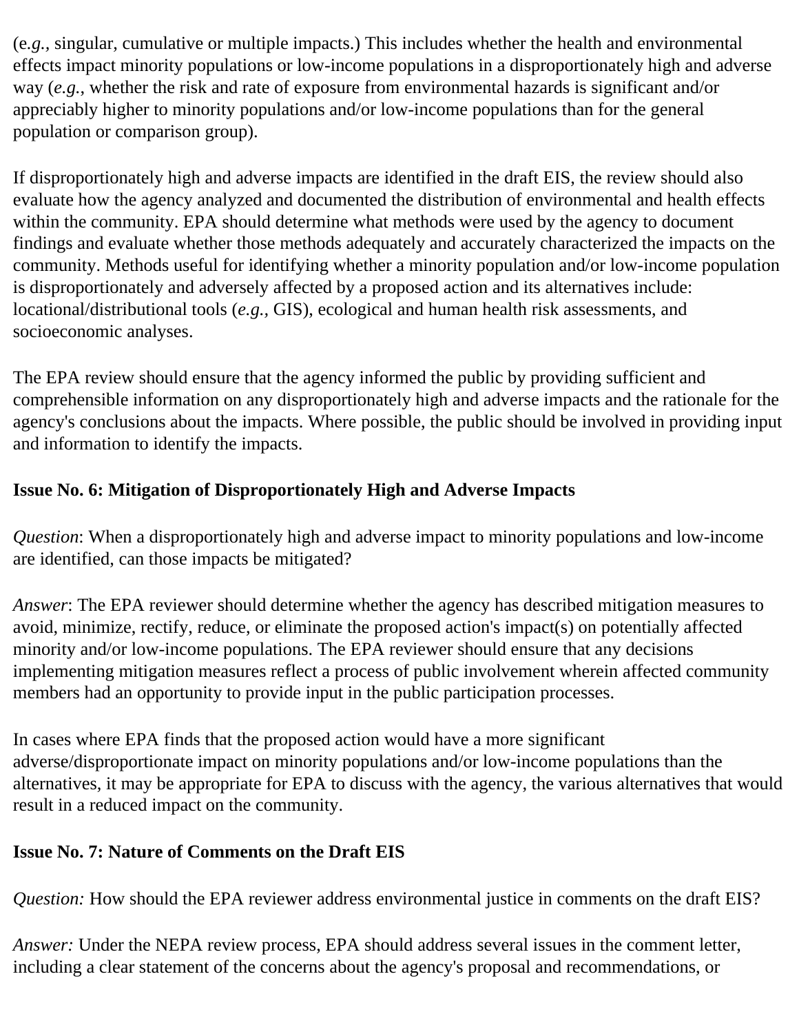(e*.g.*, singular, cumulative or multiple impacts.) This includes whether the health and environmental effects impact minority populations or low-income populations in a disproportionately high and adverse way (*e.g.*, whether the risk and rate of exposure from environmental hazards is significant and/or appreciably higher to minority populations and/or low-income populations than for the general population or comparison group).

If disproportionately high and adverse impacts are identified in the draft EIS, the review should also evaluate how the agency analyzed and documented the distribution of environmental and health effects within the community. EPA should determine what methods were used by the agency to document findings and evaluate whether those methods adequately and accurately characterized the impacts on the community. Methods useful for identifying whether a minority population and/or low-income population is disproportionately and adversely affected by a proposed action and its alternatives include: locational/distributional tools (*e.g.*, GIS), ecological and human health risk assessments, and socioeconomic analyses.

The EPA review should ensure that the agency informed the public by providing sufficient and comprehensible information on any disproportionately high and adverse impacts and the rationale for the agency's conclusions about the impacts. Where possible, the public should be involved in providing input and information to identify the impacts.

**Issue No. 6: Mitigation of Disproportionately High and Adverse Impacts**

*Question*: When a disproportionately high and adverse impact to minority populations and low-income are identified, can those impacts be mitigated?

*Answer*: The EPA reviewer should determine whether the agency has described mitigation measures to avoid, minimize, rectify, reduce, or eliminate the proposed action's impact(s) on potentially affected minority and/or low-income populations. The EPA reviewer should ensure that any decisions implementing mitigation measures reflect a process of public involvement wherein affected community members had an opportunity to provide input in the public participation processes.

In cases where EPA finds that the proposed action would have a more significant adverse/disproportionate impact on minority populations and/or low-income populations than the alternatives, it may be appropriate for EPA to discuss with the agency, the various alternatives that would result in a reduced impact on the community.

**Issue No. 7: Nature of Comments on the Draft EIS**

*Question:* How should the EPA reviewer address environmental justice in comments on the draft EIS?

*Answer:* Under the NEPA review process, EPA should address several issues in the comment letter, including a clear statement of the concerns about the agency's proposal and recommendations, or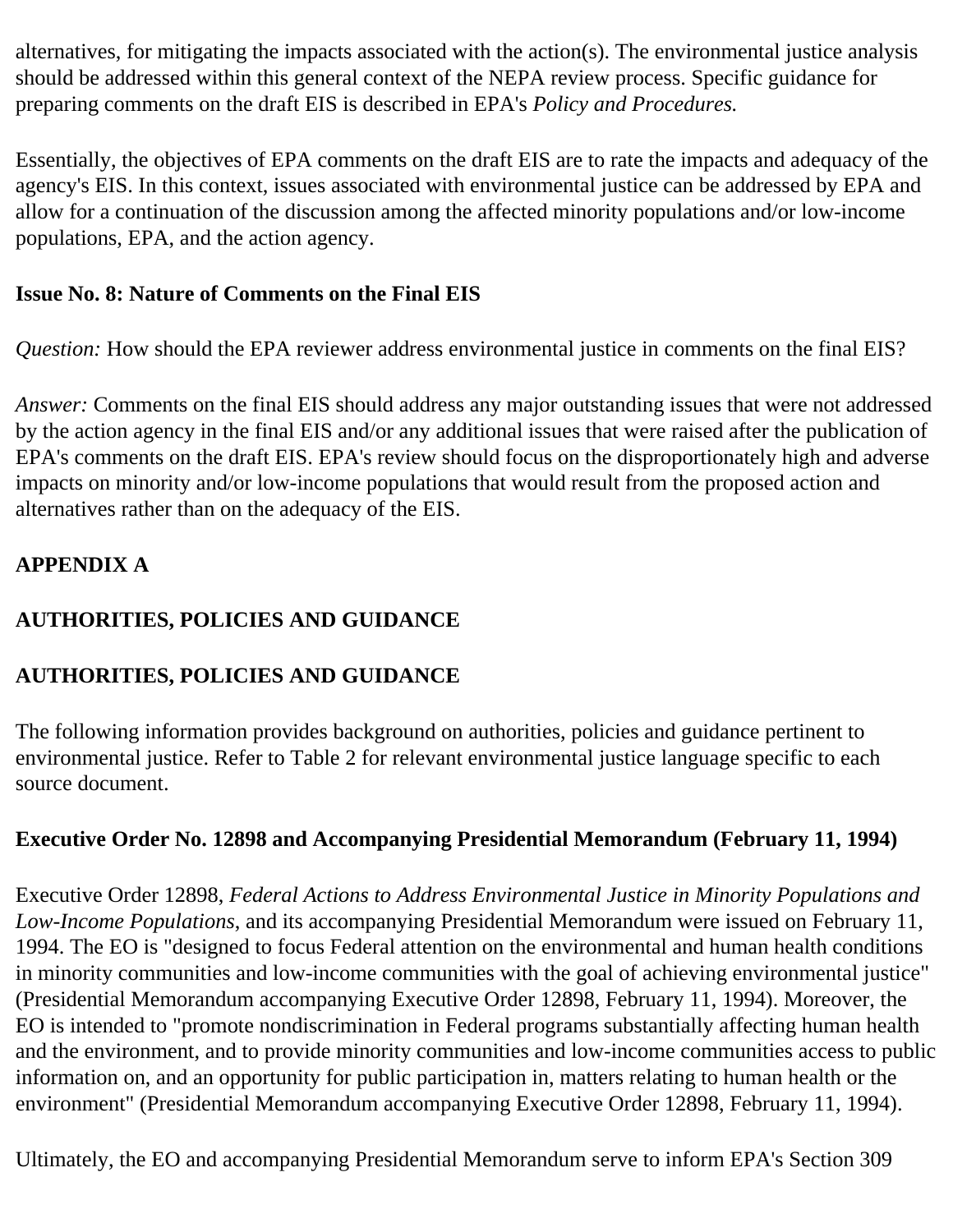alternatives, for mitigating the impacts associated with the action(s). The environmental justice analysis should be addressed within this general context of the NEPA review process. Specific guidance for preparing comments on the draft EIS is described in EPA's *Policy and Procedures.*

Essentially, the objectives of EPA comments on the draft EIS are to rate the impacts and adequacy of the agency's EIS. In this context, issues associated with environmental justice can be addressed by EPA and allow for a continuation of the discussion among the affected minority populations and/or low-income populations, EPA, and the action agency.

**Issue No. 8: Nature of Comments on the Final EIS**

*Question:* How should the EPA reviewer address environmental justice in comments on the final EIS?

*Answer:* Comments on the final EIS should address any major outstanding issues that were not addressed by the action agency in the final EIS and/or any additional issues that were raised after the publication of EPA's comments on the draft EIS. EPA's review should focus on the disproportionately high and adverse impacts on minority and/or low-income populations that would result from the proposed action and alternatives rather than on the adequacy of the EIS.

## APPENDIX A

## AUTHORITIES, POLICIES AND GUIDANCE

## AUTHORITIES, POLICIES AND GUIDANCE

The following information provides background on authorities, policies and guidance pertinent to environmental justice. Refer to Table 2 for relevant environmental justice language specific to each source document.

### Executive Order No. 12898 and Accompanying Presidential Memorandum (February 11, 1994)

Executive Order 12898, *Federal Actions to Address Environmental Justice in Minority Populations and Low-Income Populations*, and its accompanying Presidential Memorandum were issued on February 11, 1994. The EO is "designed to focus Federal attention on the environmental and human health conditions in minority communities and low-income communities with the goal of achieving environmental justice" (Presidential Memorandum accompanying Executive Order 12898, February 11, 1994). Moreover, the EO is intended to "promote nondiscrimination in Federal programs substantially affecting human health and the environment, and to provide minority communities and low-income communities access to public information on, and an opportunity for public participation in, matters relating to human health or the environment" (Presidential Memorandum accompanying Executive Order 12898, February 11, 1994).

Ultimately, the EO and accompanying Presidential Memorandum serve to inform EPA's Section 309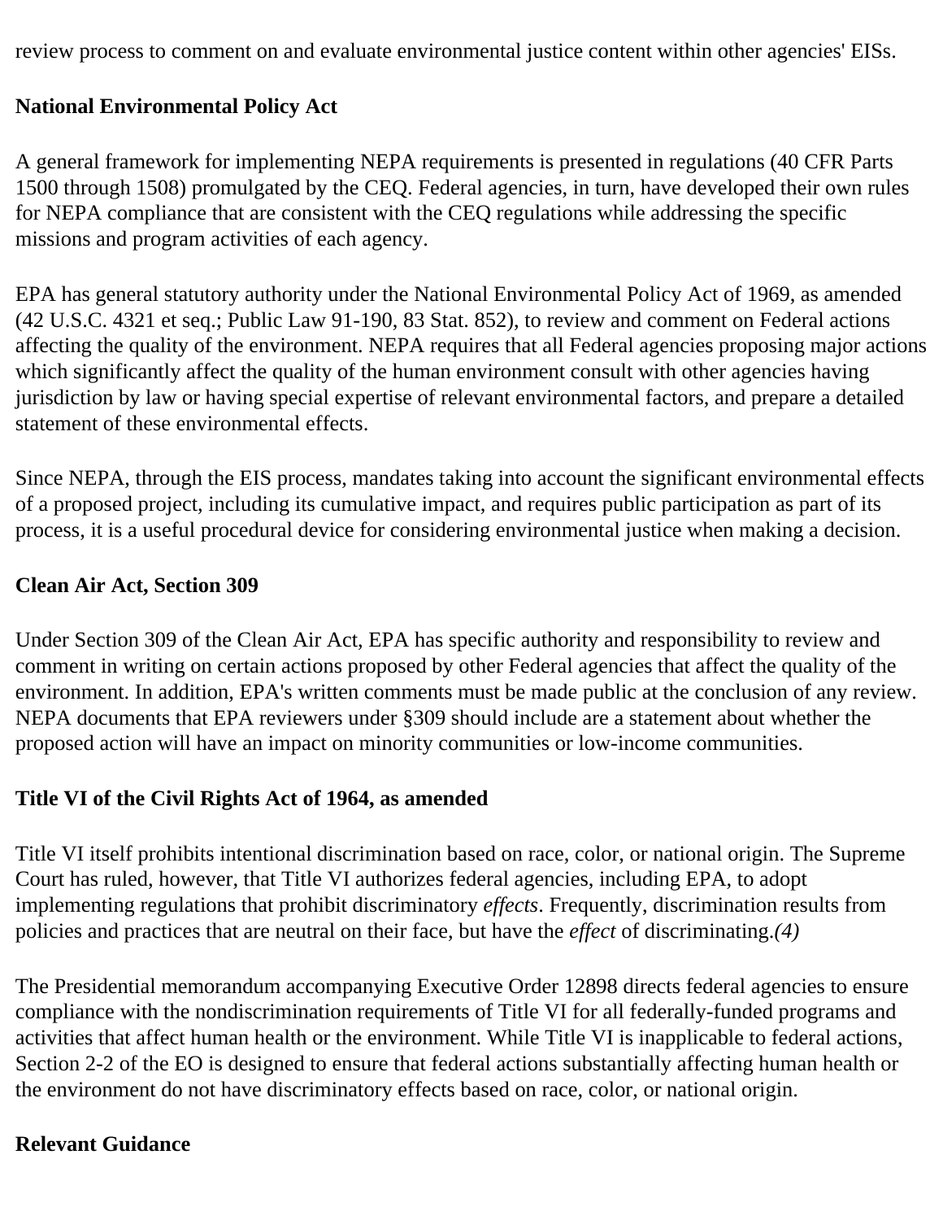review process to comment on and evaluate environmental justice content within other agencies' EISs.

**National Environmental Policy Act**

A general framework for implementing NEPA requirements is presented in regulations (40 CFR Parts 1500 through 1508) promulgated by the CEQ. Federal agencies, in turn, have developed their own rules for NEPA compliance that are consistent with the CEQ regulations while addressing the specific missions and program activities of each agency.

EPA has general statutory authority under the National Environmental Policy Act of 1969, as amended (42 U.S.C. 4321 et seq.; Public Law 91-190, 83 Stat. 852), to review and comment on Federal actions affecting the quality of the environment. NEPA requires that all Federal agencies proposing major actions which significantly affect the quality of the human environment consult with other agencies having jurisdiction by law or having special expertise of relevant environmental factors, and prepare a detailed statement of these environmental effects.

Since NEPA, through the EIS process, mandates taking into account the significant environmental effects of a proposed project, including its cumulative impact, and requires public participation as part of its process, it is a useful procedural device for considering environmental justice when making a decision.

**Clean Air Act, Section 309**

Under Section 309 of the Clean Air Act, EPA has specific authority and responsibility to review and comment in writing on certain actions proposed by other Federal agencies that affect the quality of the environment. In addition, EPA's written comments must be made public at the conclusion of any review. NEPA documents that EPA reviewers under §309 should include are a statement about whether the proposed action will have an impact on minority communities or low-income communities.

**Title VI of the Civil Rights Act of 1964, as amended**

Title VI itself prohibits intentional discrimination based on race, color, or national origin. The Supreme Court has ruled, however, that Title VI authorizes federal agencies, including EPA, to adopt implementing regulations that prohibit discriminatory *effects*. Frequently, discrimination results from policies and practices that are neutral on their face, but have the *effect* of discriminating.*(4)*

The Presidential memorandum accompanying Executive Order 12898 directs federal agencies to ensure compliance with the nondiscrimination requirements of Title VI for all federally-funded programs and activities that affect human health or the environment. While Title VI is inapplicable to federal actions, Section 2-2 of the EO is designed to ensure that federal actions substantially affecting human health or the environment do not have discriminatory effects based on race, color, or national origin.

**Relevant Guidance**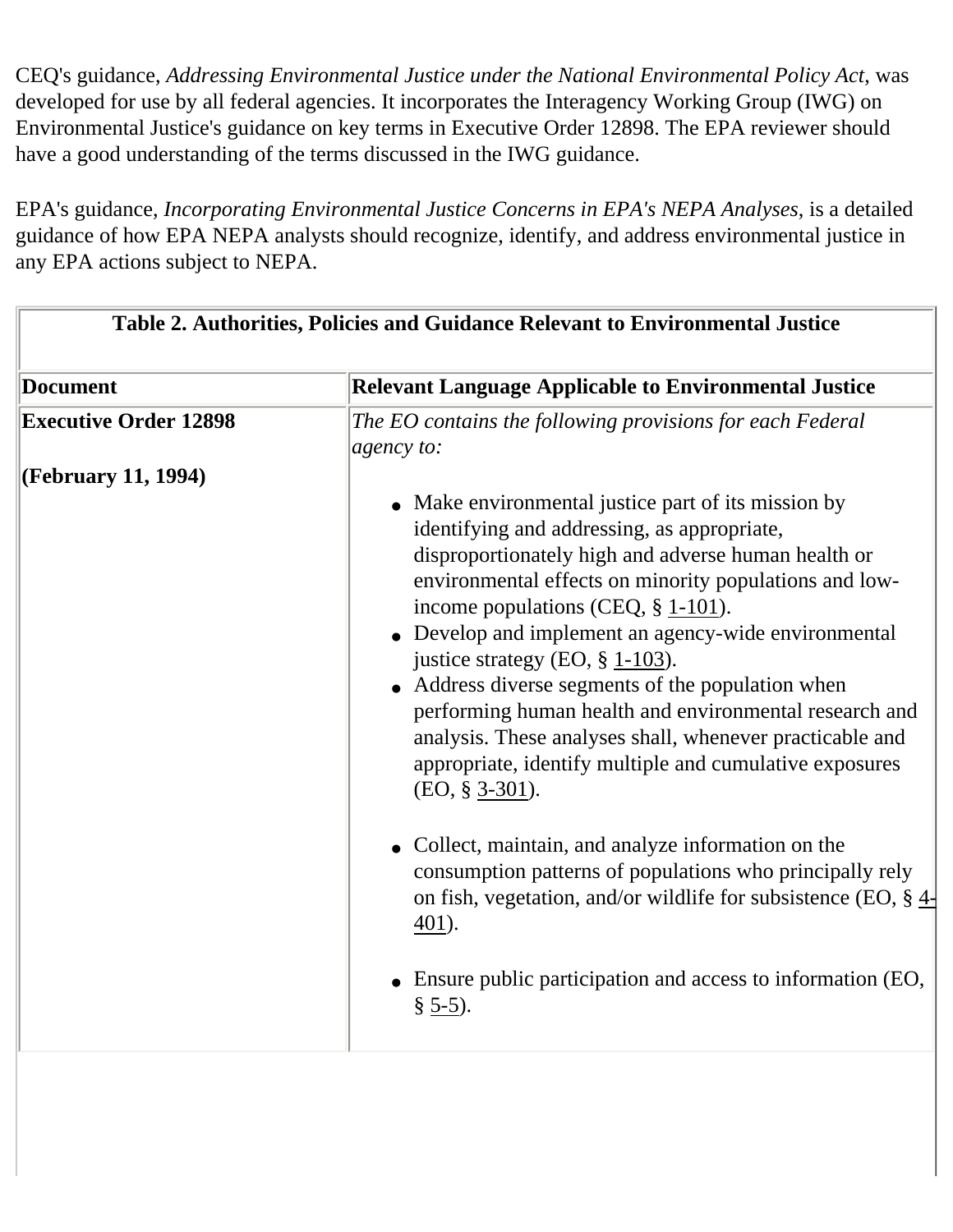CEQ's guidance, *Addressing Environmental Justice under the National Environmental Policy Act*, was developed for use by all federal agencies. It incorporates the Interagency Working Group (IWG) on Environmental Justice's guidance on key terms in Executive Order 12898. The EPA reviewer should have a good understanding of the terms discussed in the IWG guidance.

EPA's guidance, *Incorporating Environmental Justice Concerns in EPA's NEPA Analyses*, is a detailed guidance of how EPA NEPA analysts should recognize, identify, and address environmental justice in any EPA actions subject to NEPA.

**Table 2. Authorities, Policies and Guidance Relevant to Environmental Justice**

| Document | Relevant Language Applicable to Environmental Justice |
|---|---|
| **Executive Order 12898**<br><br>**(February 11, 1994)** | *The EO contains the following provisions for each Federal agency to:*<br><br>• Make environmental justice part of its mission by identifying and addressing, as appropriate, disproportionately high and adverse human health or environmental effects on minority populations and low-income populations (CEQ, § 1-101).<br>• Develop and implement an agency-wide environmental justice strategy (EO, § 1-103).<br>• Address diverse segments of the population when performing human health and environmental research and analysis. These analyses shall, whenever practicable and appropriate, identify multiple and cumulative exposures (EO, § 3-301).<br><br>• Collect, maintain, and analyze information on the consumption patterns of populations who principally rely on fish, vegetation, and/or wildlife for subsistence (EO, § 4-401).<br><br>• Ensure public participation and access to information (EO, § 5-5). |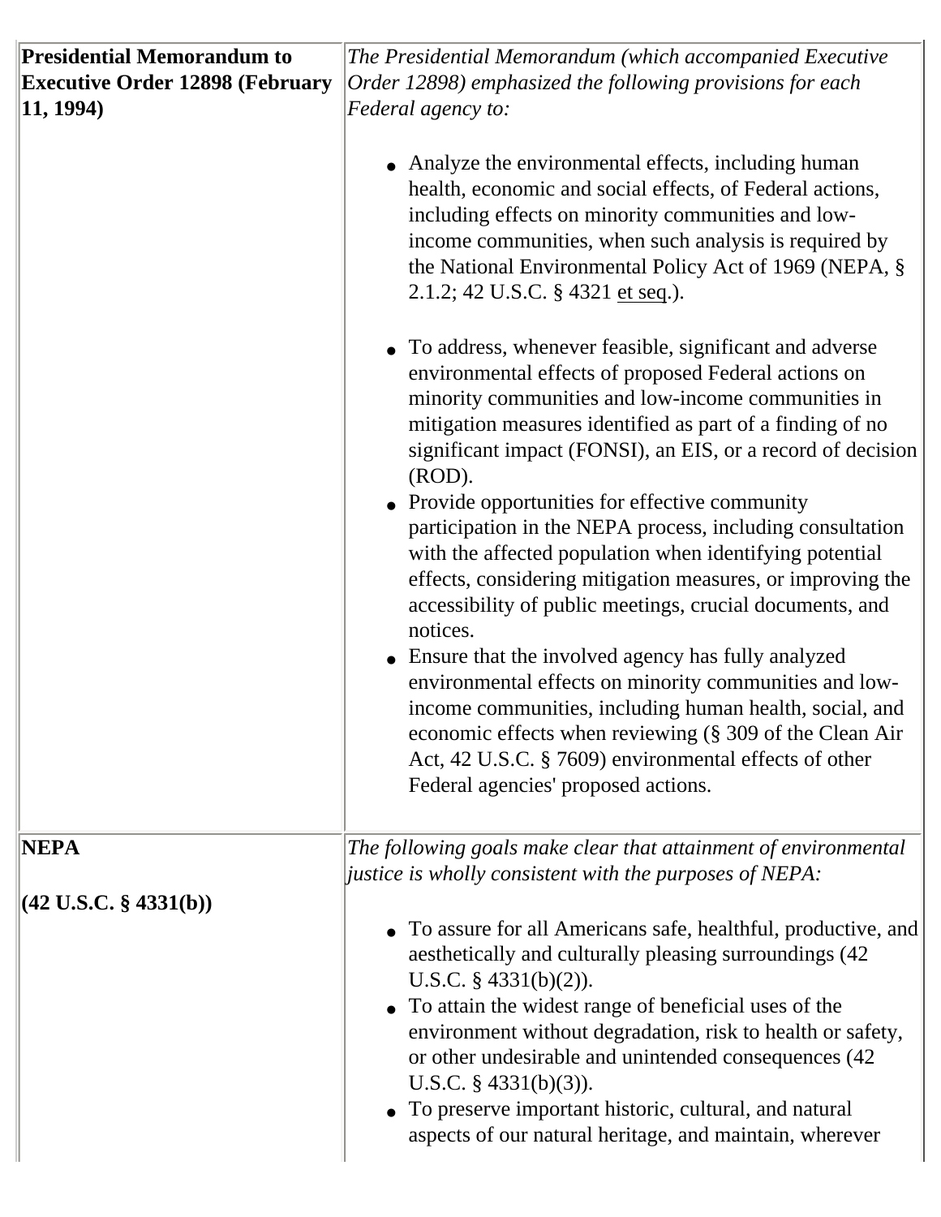| | |
|---|---|
| **Presidential Memorandum to Executive Order 12898 (February 11, 1994)** | *The Presidential Memorandum (which accompanied Executive Order 12898) emphasized the following provisions for each Federal agency to:*<br><br>• Analyze the environmental effects, including human health, economic and social effects, of Federal actions, including effects on minority communities and low-income communities, when such analysis is required by the National Environmental Policy Act of 1969 (NEPA, § 2.1.2; 42 U.S.C. § 4321 et seq.).<br><br>• To address, whenever feasible, significant and adverse environmental effects of proposed Federal actions on minority communities and low-income communities in mitigation measures identified as part of a finding of no significant impact (FONSI), an EIS, or a record of decision (ROD).<br>• Provide opportunities for effective community participation in the NEPA process, including consultation with the affected population when identifying potential effects, considering mitigation measures, or improving the accessibility of public meetings, crucial documents, and notices.<br>• Ensure that the involved agency has fully analyzed environmental effects on minority communities and low-income communities, including human health, social, and economic effects when reviewing (§ 309 of the Clean Air Act, 42 U.S.C. § 7609) environmental effects of other Federal agencies' proposed actions. |
| **NEPA**<br><br>**(42 U.S.C. § 4331(b))** | *The following goals make clear that attainment of environmental justice is wholly consistent with the purposes of NEPA:*<br><br>• To assure for all Americans safe, healthful, productive, and aesthetically and culturally pleasing surroundings (42 U.S.C. § 4331(b)(2)).<br>• To attain the widest range of beneficial uses of the environment without degradation, risk to health or safety, or other undesirable and unintended consequences (42 U.S.C. § 4331(b)(3)).<br>• To preserve important historic, cultural, and natural aspects of our natural heritage, and maintain, wherever |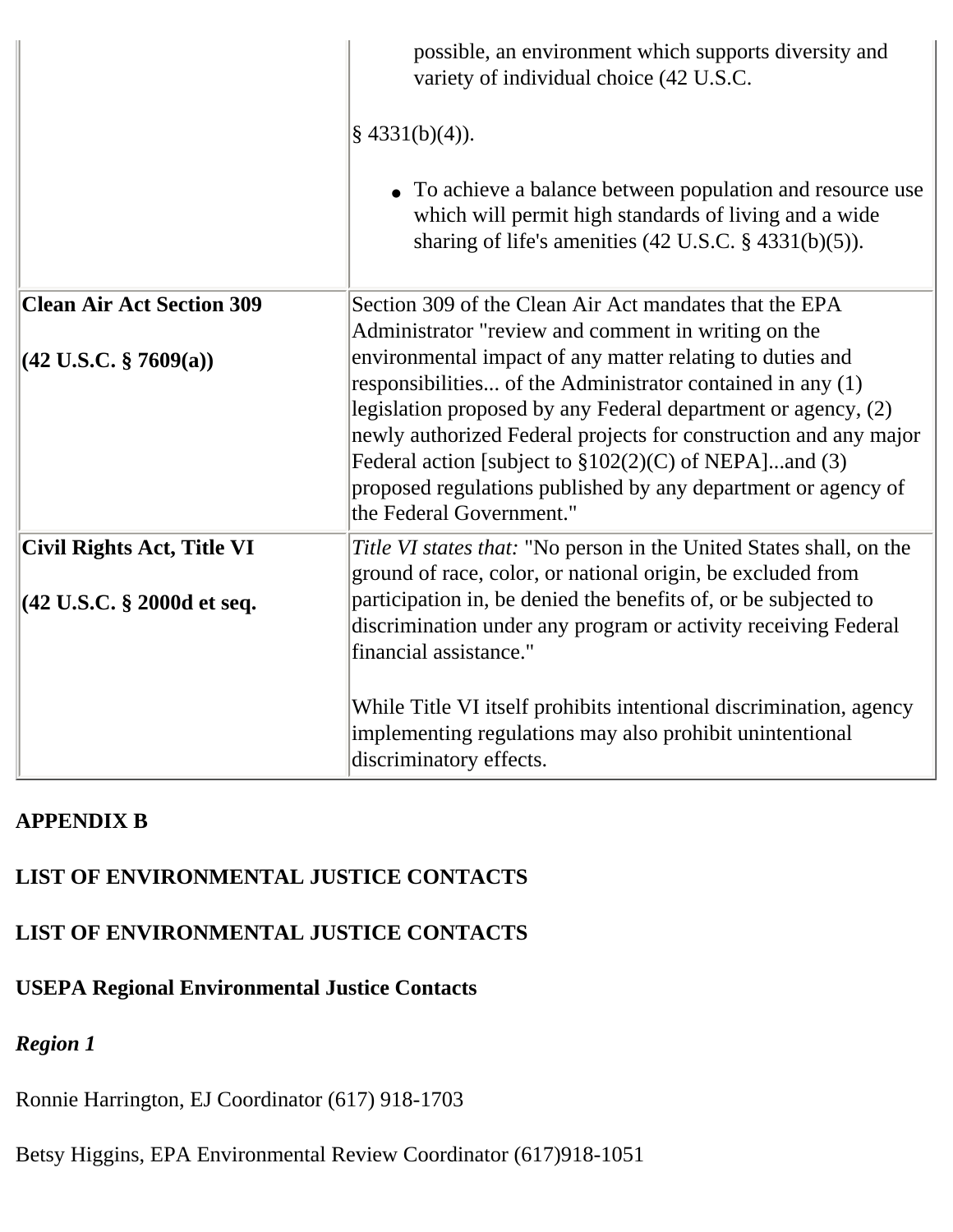| | |
|---|---|
| | possible, an environment which supports diversity and variety of individual choice (42 U.S.C. § 4331(b)(4)). <br><br> • To achieve a balance between population and resource use which will permit high standards of living and a wide sharing of life's amenities (42 U.S.C. § 4331(b)(5)). |
| **Clean Air Act Section 309** <br><br> **(42 U.S.C. § 7609(a))** | Section 309 of the Clean Air Act mandates that the EPA Administrator "review and comment in writing on the environmental impact of any matter relating to duties and responsibilities... of the Administrator contained in any (1) legislation proposed by any Federal department or agency, (2) newly authorized Federal projects for construction and any major Federal action [subject to §102(2)(C) of NEPA]...and (3) proposed regulations published by any department or agency of the Federal Government." |
| **Civil Rights Act, Title VI** <br><br> **(42 U.S.C. § 2000d et seq.** | *Title VI states that:* "No person in the United States shall, on the ground of race, color, or national origin, be excluded from participation in, be denied the benefits of, or be subjected to discrimination under any program or activity receiving Federal financial assistance." <br><br> While Title VI itself prohibits intentional discrimination, agency implementing regulations may also prohibit unintentional discriminatory effects. |

**APPENDIX B**

**LIST OF ENVIRONMENTAL JUSTICE CONTACTS**

**LIST OF ENVIRONMENTAL JUSTICE CONTACTS**

**USEPA Regional Environmental Justice Contacts**

***Region 1***

Ronnie Harrington, EJ Coordinator (617) 918-1703

Betsy Higgins, EPA Environmental Review Coordinator (617)918-1051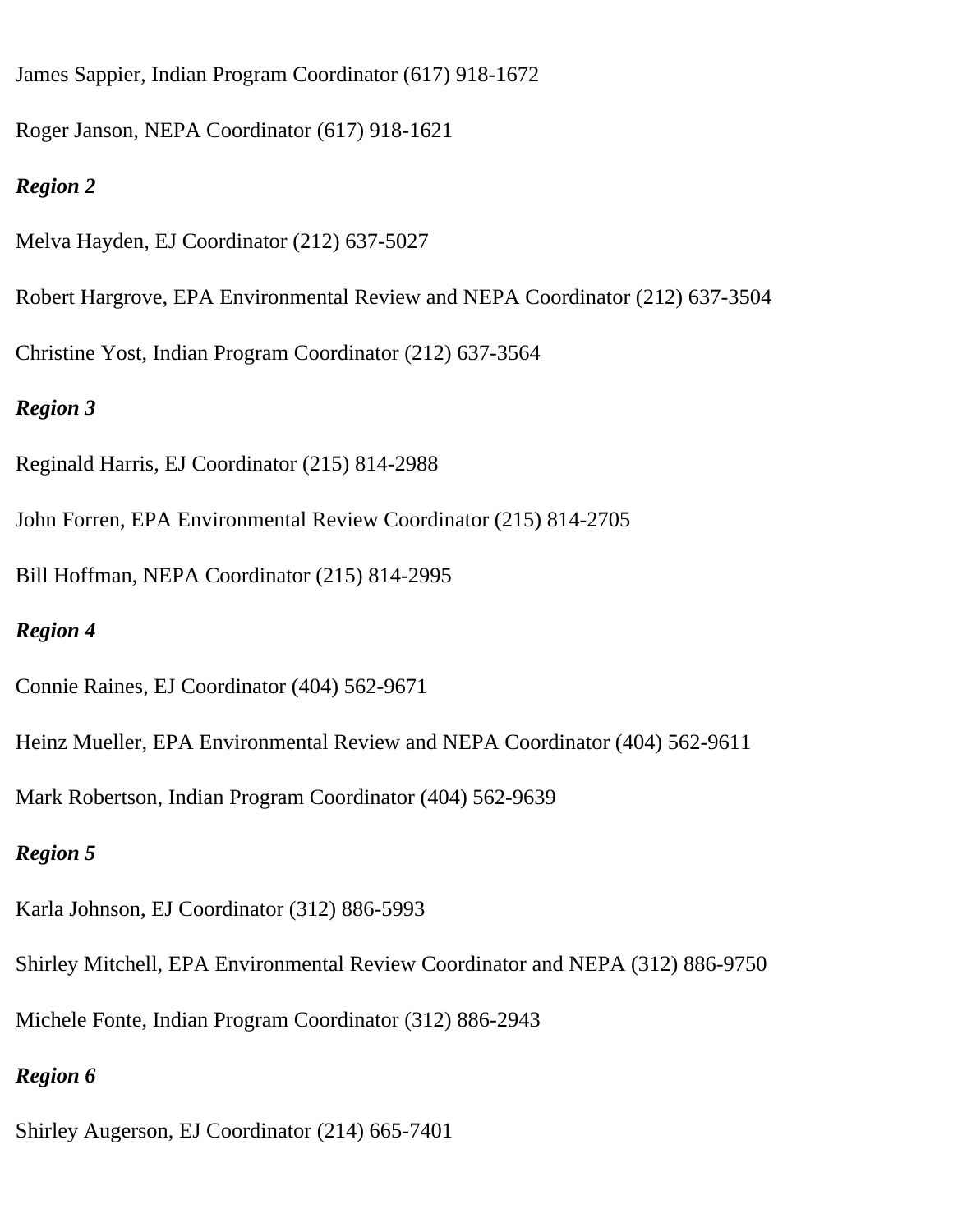James Sappier, Indian Program Coordinator (617) 918-1672

Roger Janson, NEPA Coordinator (617) 918-1621

***Region 2***

Melva Hayden, EJ Coordinator (212) 637-5027

Robert Hargrove, EPA Environmental Review and NEPA Coordinator (212) 637-3504

Christine Yost, Indian Program Coordinator (212) 637-3564

***Region 3***

Reginald Harris, EJ Coordinator (215) 814-2988

John Forren, EPA Environmental Review Coordinator (215) 814-2705

Bill Hoffman, NEPA Coordinator (215) 814-2995

***Region 4***

Connie Raines, EJ Coordinator (404) 562-9671

Heinz Mueller, EPA Environmental Review and NEPA Coordinator (404) 562-9611

Mark Robertson, Indian Program Coordinator (404) 562-9639

***Region 5***

Karla Johnson, EJ Coordinator (312) 886-5993

Shirley Mitchell, EPA Environmental Review Coordinator and NEPA (312) 886-9750

Michele Fonte, Indian Program Coordinator (312) 886-2943

***Region 6***

Shirley Augerson, EJ Coordinator (214) 665-7401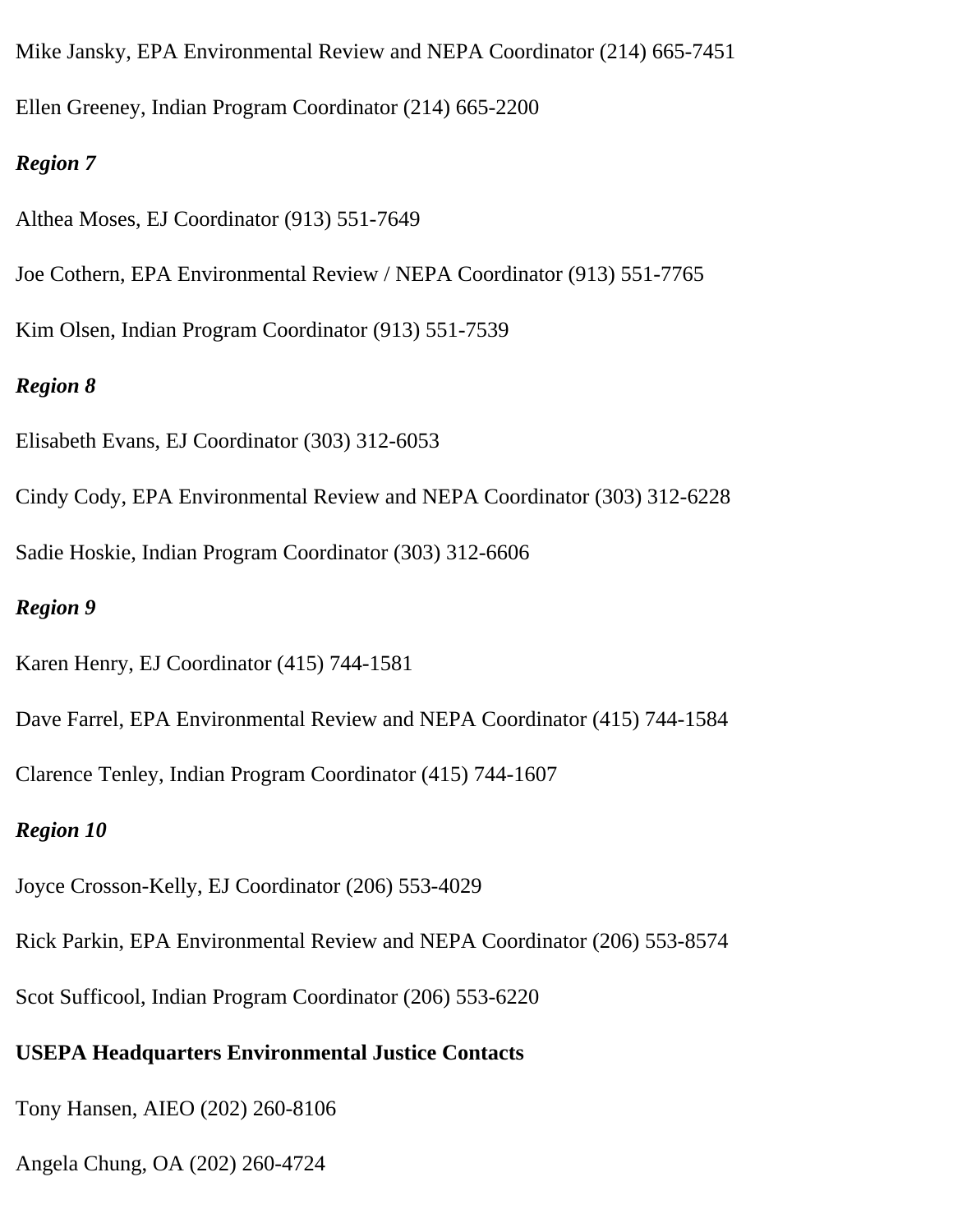Mike Jansky, EPA Environmental Review and NEPA Coordinator (214) 665-7451

Ellen Greeney, Indian Program Coordinator (214) 665-2200

***Region 7***

Althea Moses, EJ Coordinator (913) 551-7649

Joe Cothern, EPA Environmental Review / NEPA Coordinator (913) 551-7765

Kim Olsen, Indian Program Coordinator (913) 551-7539

***Region 8***

Elisabeth Evans, EJ Coordinator (303) 312-6053

Cindy Cody, EPA Environmental Review and NEPA Coordinator (303) 312-6228

Sadie Hoskie, Indian Program Coordinator (303) 312-6606

***Region 9***

Karen Henry, EJ Coordinator (415) 744-1581

Dave Farrel, EPA Environmental Review and NEPA Coordinator (415) 744-1584

Clarence Tenley, Indian Program Coordinator (415) 744-1607

***Region 10***

Joyce Crosson-Kelly, EJ Coordinator (206) 553-4029

Rick Parkin, EPA Environmental Review and NEPA Coordinator (206) 553-8574

Scot Sufficool, Indian Program Coordinator (206) 553-6220

**USEPA Headquarters Environmental Justice Contacts**

Tony Hansen, AIEO (202) 260-8106

Angela Chung, OA (202) 260-4724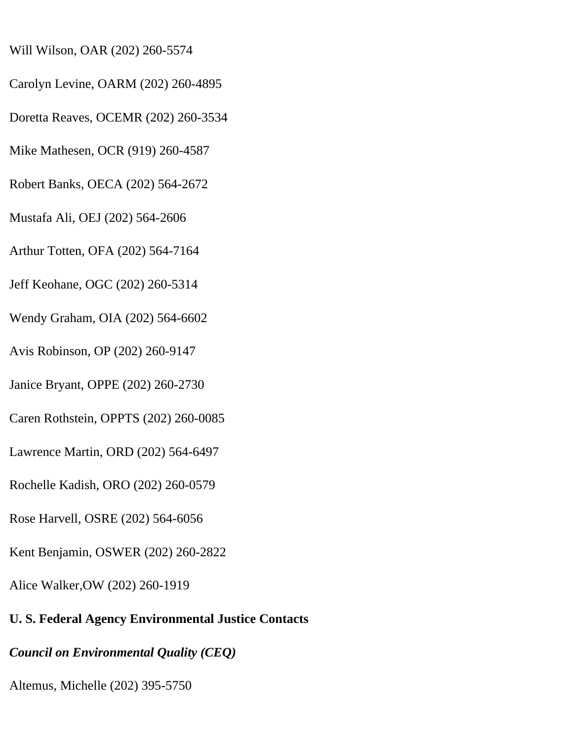Will Wilson, OAR (202) 260-5574

Carolyn Levine, OARM (202) 260-4895

Doretta Reaves, OCEMR (202) 260-3534

Mike Mathesen, OCR (919) 260-4587

Robert Banks, OECA (202) 564-2672

Mustafa Ali, OEJ (202) 564-2606

Arthur Totten, OFA (202) 564-7164

Jeff Keohane, OGC (202) 260-5314

Wendy Graham, OIA (202) 564-6602

Avis Robinson, OP (202) 260-9147

Janice Bryant, OPPE (202) 260-2730

Caren Rothstein, OPPTS (202) 260-0085

Lawrence Martin, ORD (202) 564-6497

Rochelle Kadish, ORO (202) 260-0579

Rose Harvell, OSRE (202) 564-6056

Kent Benjamin, OSWER (202) 260-2822

Alice Walker,OW (202) 260-1919

**U. S. Federal Agency Environmental Justice Contacts**

***Council on Environmental Quality (CEQ)***

Altemus, Michelle (202) 395-5750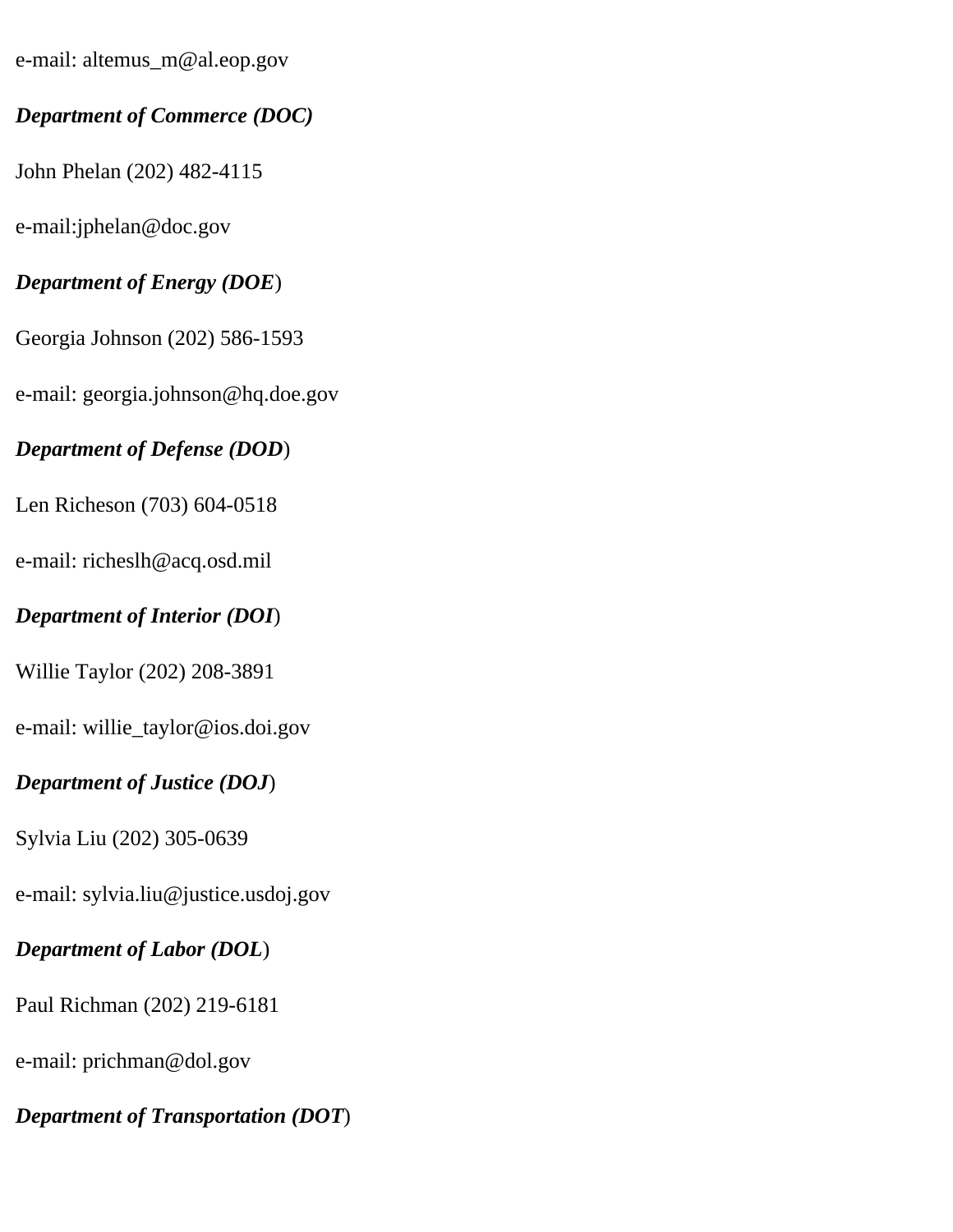e-mail: altemus_m@al.eop.gov

***Department of Commerce (DOC)***

John Phelan (202) 482-4115

e-mail:jphelan@doc.gov

***Department of Energy (DOE***)

Georgia Johnson (202) 586-1593

e-mail: georgia.johnson@hq.doe.gov

***Department of Defense (DOD***)

Len Richeson (703) 604-0518

e-mail: richeslh@acq.osd.mil

***Department of Interior (DOI***)

Willie Taylor (202) 208-3891

e-mail: willie_taylor@ios.doi.gov

***Department of Justice (DOJ***)

Sylvia Liu (202) 305-0639

e-mail: sylvia.liu@justice.usdoj.gov

***Department of Labor (DOL***)

Paul Richman (202) 219-6181

e-mail: prichman@dol.gov

***Department of Transportation (DOT***)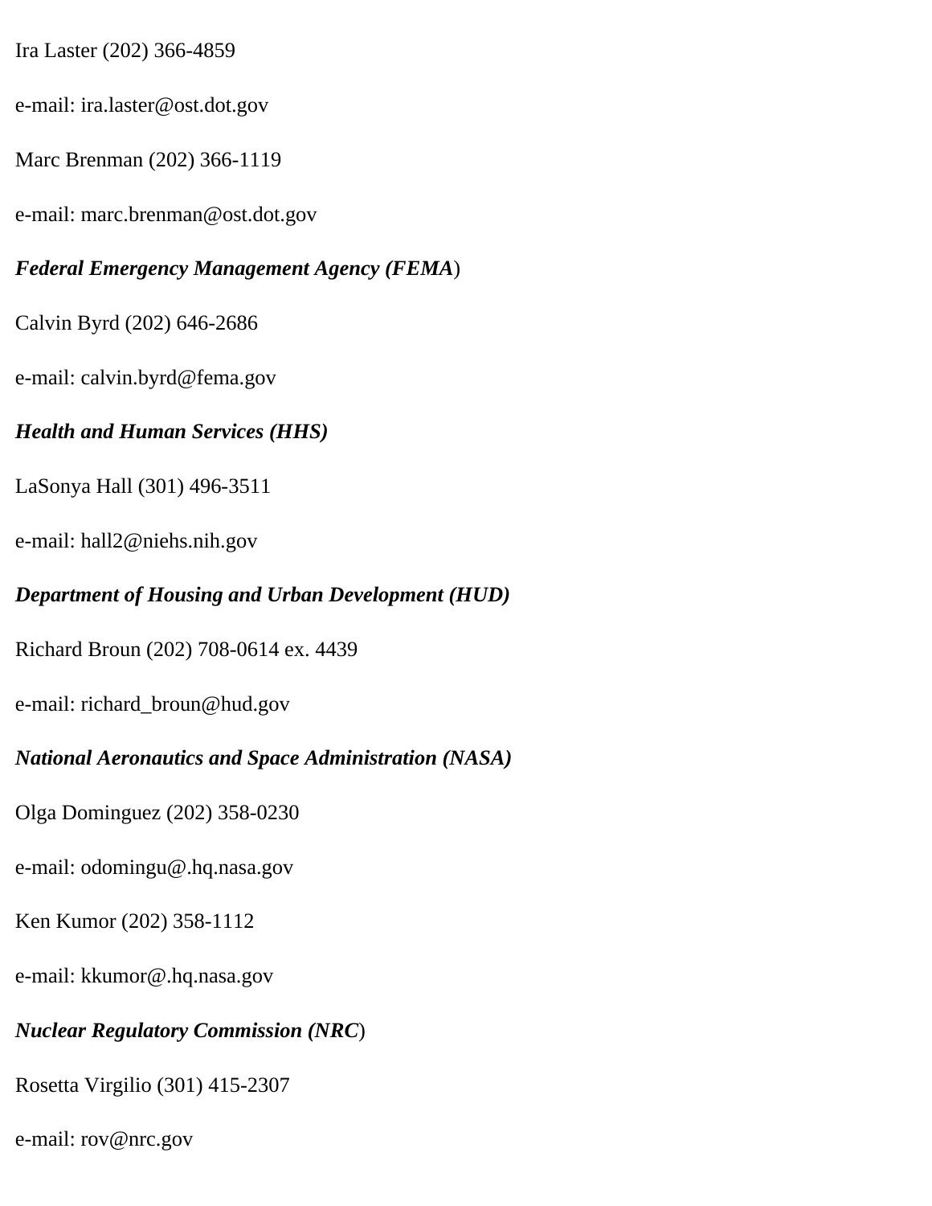Ira Laster (202) 366-4859

e-mail: ira.laster@ost.dot.gov

Marc Brenman (202) 366-1119

e-mail: marc.brenman@ost.dot.gov

***Federal Emergency Management Agency (FEMA***)

Calvin Byrd (202) 646-2686

e-mail: calvin.byrd@fema.gov

***Health and Human Services (HHS)***

LaSonya Hall (301) 496-3511

e-mail: hall2@niehs.nih.gov

***Department of Housing and Urban Development (HUD)***

Richard Broun (202) 708-0614 ex. 4439

e-mail: richard_broun@hud.gov

***National Aeronautics and Space Administration (NASA)***

Olga Dominguez (202) 358-0230

e-mail: odomingu@.hq.nasa.gov

Ken Kumor (202) 358-1112

e-mail: kkumor@.hq.nasa.gov

***Nuclear Regulatory Commission (NRC***)

Rosetta Virgilio (301) 415-2307

e-mail: rov@nrc.gov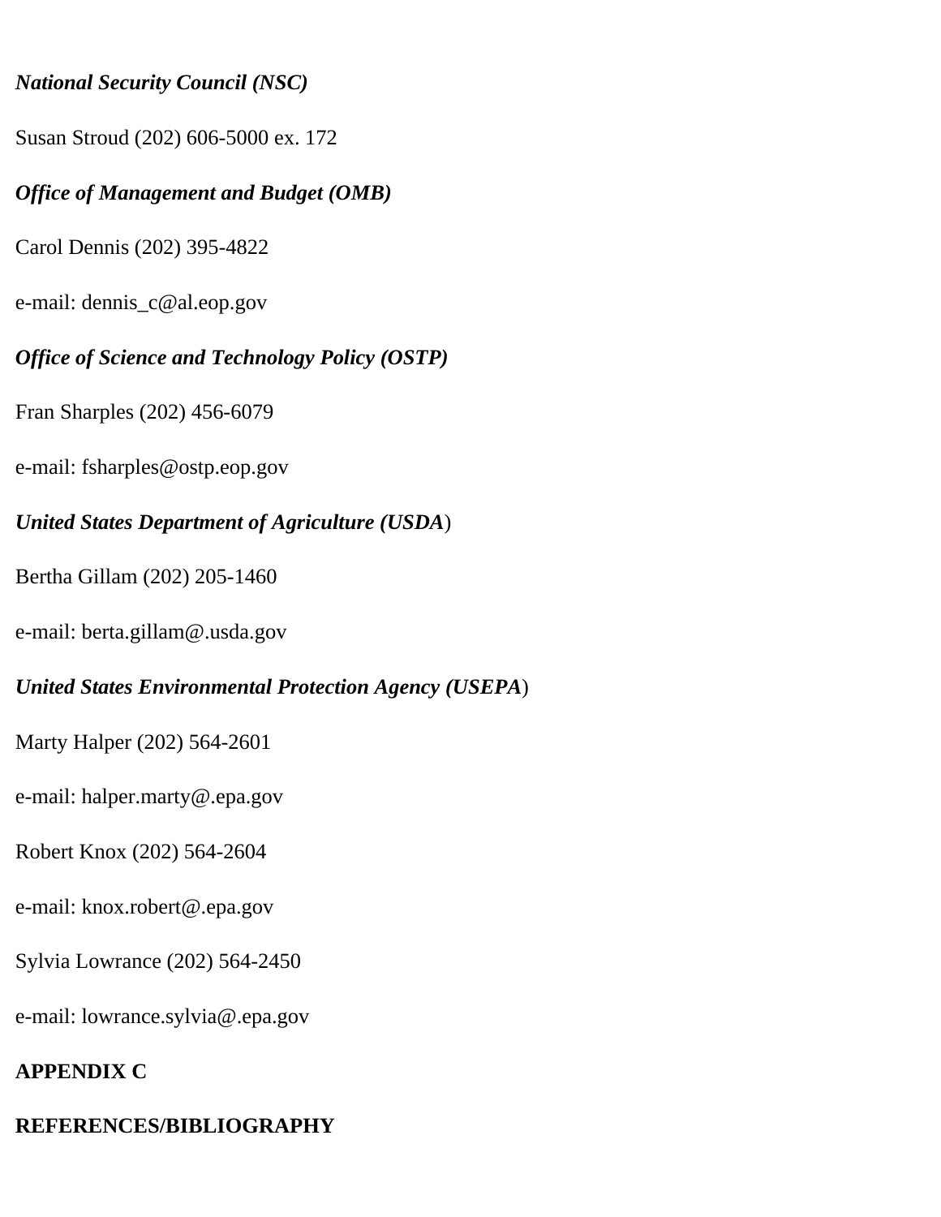***National Security Council (NSC)***

Susan Stroud (202) 606-5000 ex. 172

***Office of Management and Budget (OMB)***

Carol Dennis (202) 395-4822

e-mail: dennis_c@al.eop.gov

***Office of Science and Technology Policy (OSTP)***

Fran Sharples (202) 456-6079

e-mail: fsharples@ostp.eop.gov

***United States Department of Agriculture (USDA***)

Bertha Gillam (202) 205-1460

e-mail: berta.gillam@.usda.gov

***United States Environmental Protection Agency (USEPA***)

Marty Halper (202) 564-2601

e-mail: halper.marty@.epa.gov

Robert Knox (202) 564-2604

e-mail: knox.robert@.epa.gov

Sylvia Lowrance (202) 564-2450

e-mail: lowrance.sylvia@.epa.gov

**APPENDIX C**

**REFERENCES/BIBLIOGRAPHY**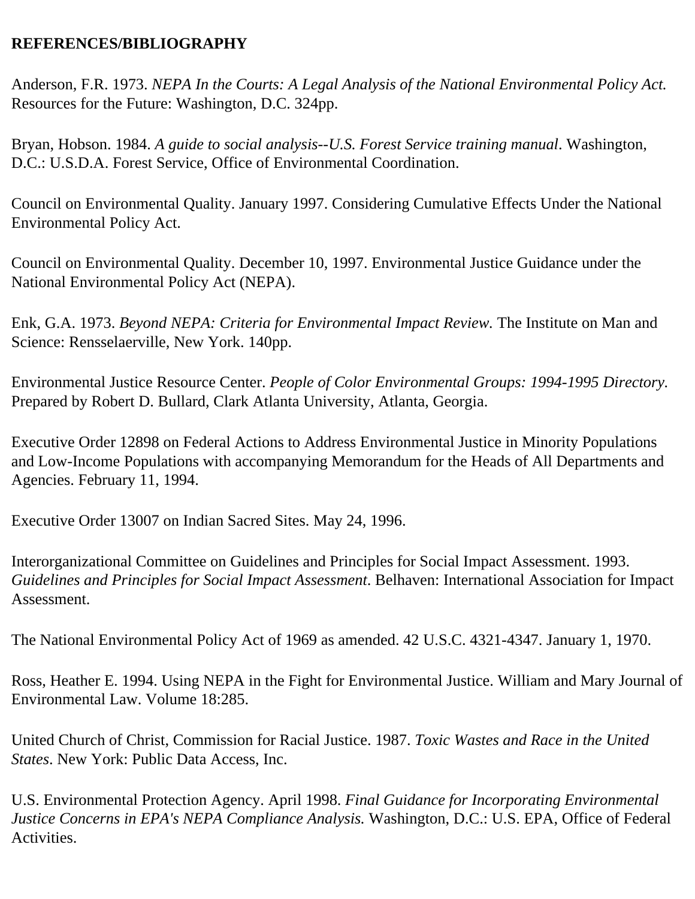**REFERENCES/BIBLIOGRAPHY**

Anderson, F.R. 1973. *NEPA In the Courts: A Legal Analysis of the National Environmental Policy Act.* Resources for the Future: Washington, D.C. 324pp.

Bryan, Hobson. 1984. *A guide to social analysis--U.S. Forest Service training manual*. Washington, D.C.: U.S.D.A. Forest Service, Office of Environmental Coordination.

Council on Environmental Quality. January 1997. Considering Cumulative Effects Under the National Environmental Policy Act.

Council on Environmental Quality. December 10, 1997. Environmental Justice Guidance under the National Environmental Policy Act (NEPA).

Enk, G.A. 1973. *Beyond NEPA: Criteria for Environmental Impact Review.* The Institute on Man and Science: Rensselaerville, New York. 140pp.

Environmental Justice Resource Center. *People of Color Environmental Groups: 1994-1995 Directory.* Prepared by Robert D. Bullard, Clark Atlanta University, Atlanta, Georgia.

Executive Order 12898 on Federal Actions to Address Environmental Justice in Minority Populations and Low-Income Populations with accompanying Memorandum for the Heads of All Departments and Agencies. February 11, 1994.

Executive Order 13007 on Indian Sacred Sites. May 24, 1996.

Interorganizational Committee on Guidelines and Principles for Social Impact Assessment. 1993. *Guidelines and Principles for Social Impact Assessment*. Belhaven: International Association for Impact Assessment.

The National Environmental Policy Act of 1969 as amended. 42 U.S.C. 4321-4347. January 1, 1970.

Ross, Heather E. 1994. Using NEPA in the Fight for Environmental Justice. William and Mary Journal of Environmental Law. Volume 18:285.

United Church of Christ, Commission for Racial Justice. 1987. *Toxic Wastes and Race in the United States*. New York: Public Data Access, Inc.

U.S. Environmental Protection Agency. April 1998. *Final Guidance for Incorporating Environmental Justice Concerns in EPA's NEPA Compliance Analysis.* Washington, D.C.: U.S. EPA, Office of Federal Activities.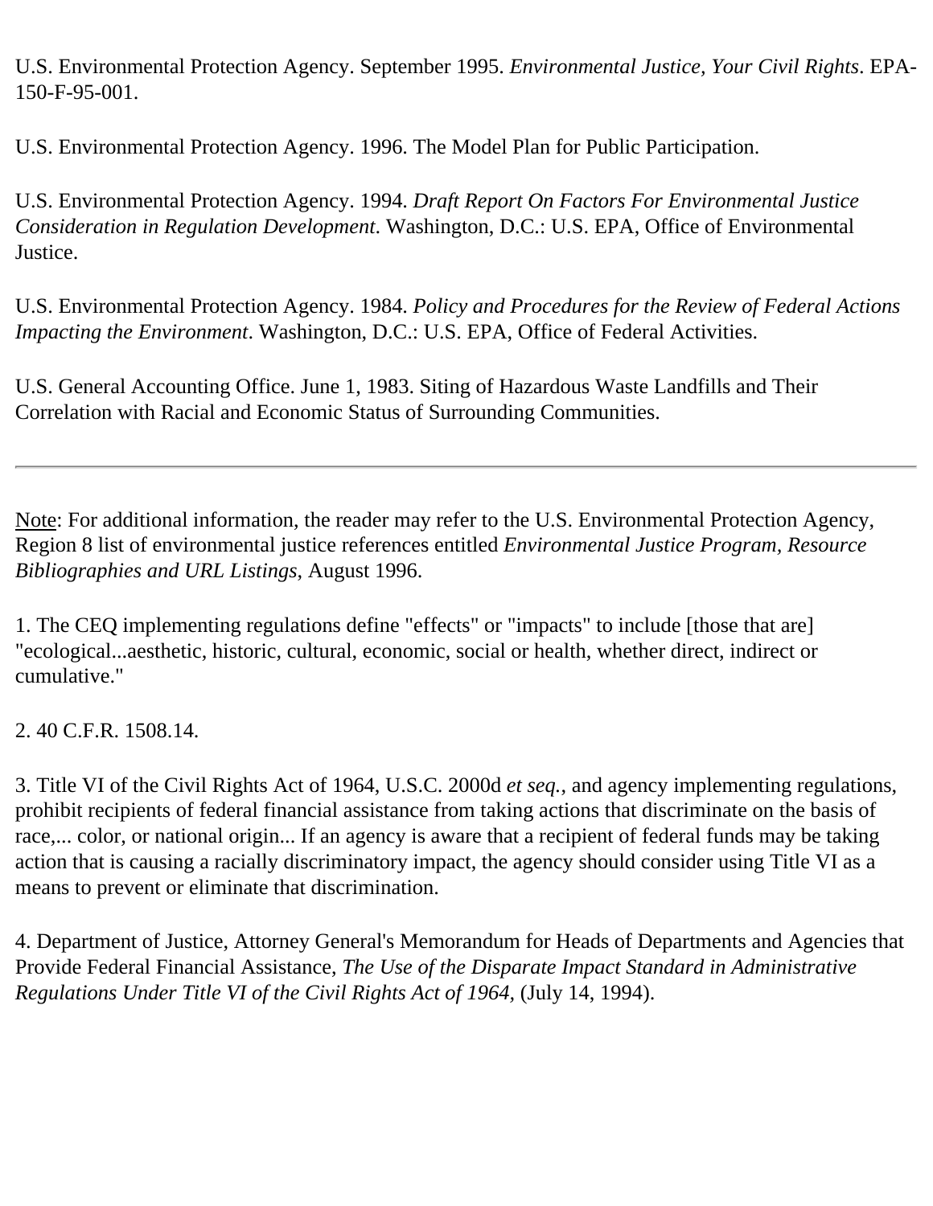U.S. Environmental Protection Agency. September 1995. *Environmental Justice, Your Civil Rights*. EPA-150-F-95-001.

U.S. Environmental Protection Agency. 1996. The Model Plan for Public Participation.

U.S. Environmental Protection Agency. 1994. *Draft Report On Factors For Environmental Justice Consideration in Regulation Development*. Washington, D.C.: U.S. EPA, Office of Environmental Justice.

U.S. Environmental Protection Agency. 1984. *Policy and Procedures for the Review of Federal Actions Impacting the Environment*. Washington, D.C.: U.S. EPA, Office of Federal Activities.

U.S. General Accounting Office. June 1, 1983. Siting of Hazardous Waste Landfills and Their Correlation with Racial and Economic Status of Surrounding Communities.

---

<u>Note</u>: For additional information, the reader may refer to the U.S. Environmental Protection Agency, Region 8 list of environmental justice references entitled *Environmental Justice Program, Resource Bibliographies and URL Listings*, August 1996.

1. The CEQ implementing regulations define "effects" or "impacts" to include [those that are] "ecological...aesthetic, historic, cultural, economic, social or health, whether direct, indirect or cumulative."

2. 40 C.F.R. 1508.14.

3. Title VI of the Civil Rights Act of 1964, U.S.C. 2000d *et seq.*, and agency implementing regulations, prohibit recipients of federal financial assistance from taking actions that discriminate on the basis of race,... color, or national origin... If an agency is aware that a recipient of federal funds may be taking action that is causing a racially discriminatory impact, the agency should consider using Title VI as a means to prevent or eliminate that discrimination.

4. Department of Justice, Attorney General's Memorandum for Heads of Departments and Agencies that Provide Federal Financial Assistance, *The Use of the Disparate Impact Standard in Administrative Regulations Under Title VI of the Civil Rights Act of 1964*, (July 14, 1994).